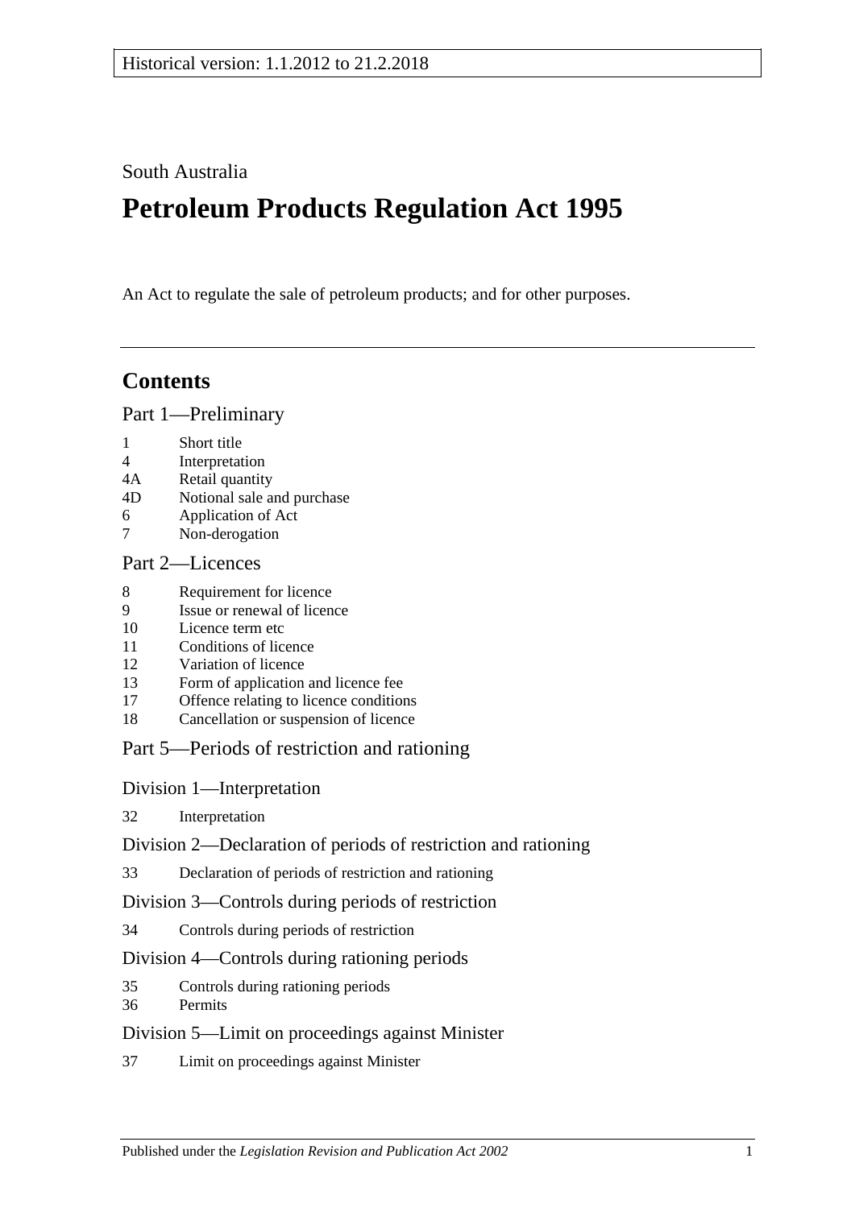Historical version: 1.1.2012 to 21.2.2018

South Australia

# Petroleum Products Regulation Act 1995

An Act to regulate the sale of petroleum products; and for other purposes.

## Contents

### Part 1—Preliminary

- 1 Short title
- 4 Interpretation
- 4A Retail quantity
- 4D Notional sale and purchase
- 6 Application of Act
- 7 Non-derogation

### Part 2—Licences

- 8 Requirement for licence
- 9 Issue or renewal of licence
- 10 Licence term etc
- 11 Conditions of licence
- 12 Variation of licence
- 13 Form of application and licence fee
- 17 Offence relating to licence conditions
- 18 Cancellation or suspension of licence

### Part 5—Periods of restriction and rationing

#### Division 1—Interpretation

- 32 Interpretation

#### Division 2—Declaration of periods of restriction and rationing

- 33 Declaration of periods of restriction and rationing

#### Division 3—Controls during periods of restriction

- 34 Controls during periods of restriction

#### Division 4—Controls during rationing periods

- 35 Controls during rationing periods
- 36 Permits

#### Division 5—Limit on proceedings against Minister

- 37 Limit on proceedings against Minister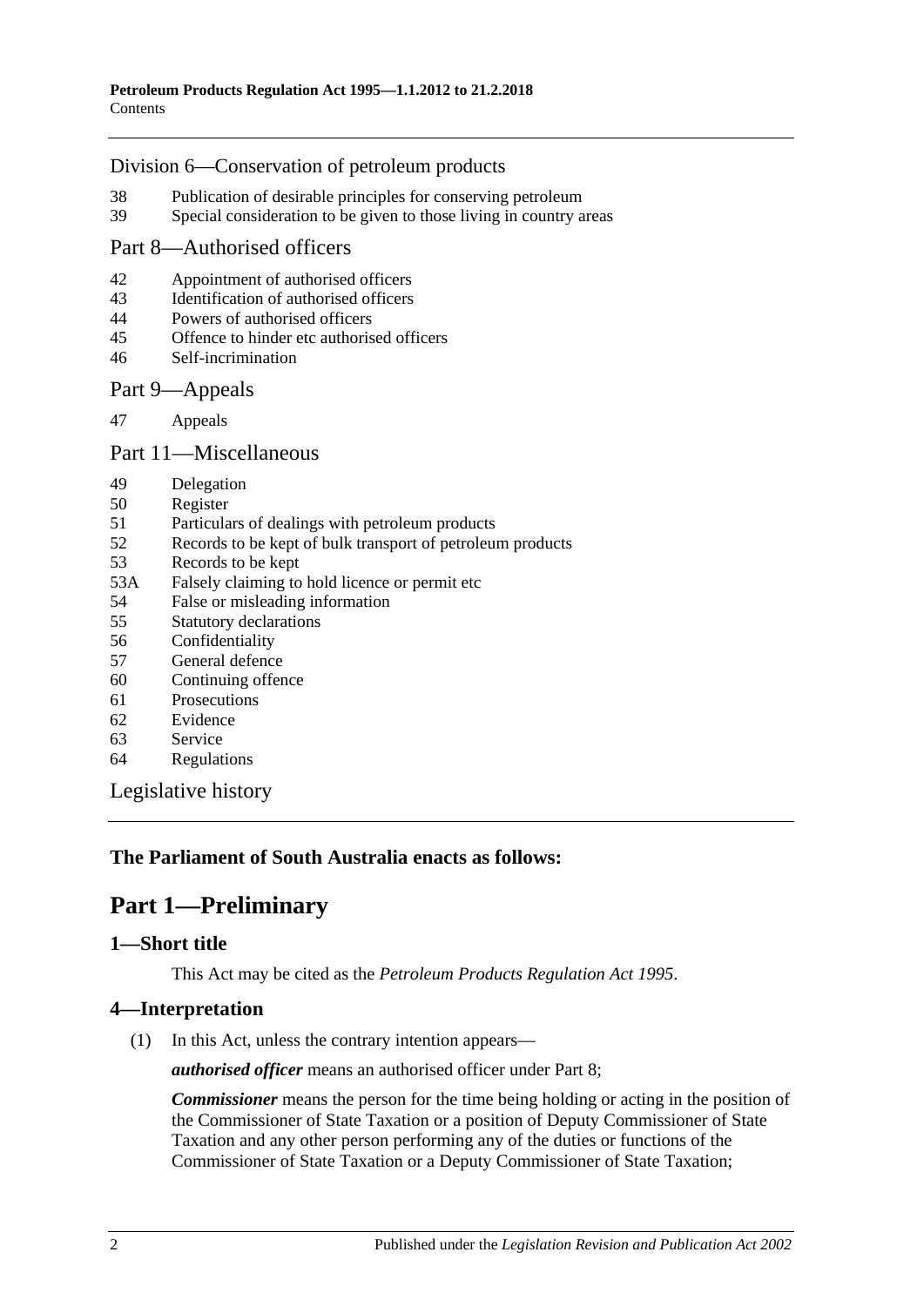Division 6—Conservation of petroleum products

38 Publication of desirable principles for conserving petroleum
39 Special consideration to be given to those living in country areas

Part 8—Authorised officers

42 Appointment of authorised officers
43 Identification of authorised officers
44 Powers of authorised officers
45 Offence to hinder etc authorised officers
46 Self-incrimination

Part 9—Appeals

47 Appeals

Part 11—Miscellaneous

49 Delegation
50 Register
51 Particulars of dealings with petroleum products
52 Records to be kept of bulk transport of petroleum products
53 Records to be kept
53A Falsely claiming to hold licence or permit etc
54 False or misleading information
55 Statutory declarations
56 Confidentiality
57 General defence
60 Continuing offence
61 Prosecutions
62 Evidence
63 Service
64 Regulations

Legislative history

**The Parliament of South Australia enacts as follows:**

# Part 1—Preliminary

## 1—Short title

This Act may be cited as the *Petroleum Products Regulation Act 1995*.

## 4—Interpretation

(1) In this Act, unless the contrary intention appears—

***authorised officer*** means an authorised officer under Part 8;

***Commissioner*** means the person for the time being holding or acting in the position of the Commissioner of State Taxation or a position of Deputy Commissioner of State Taxation and any other person performing any of the duties or functions of the Commissioner of State Taxation or a Deputy Commissioner of State Taxation;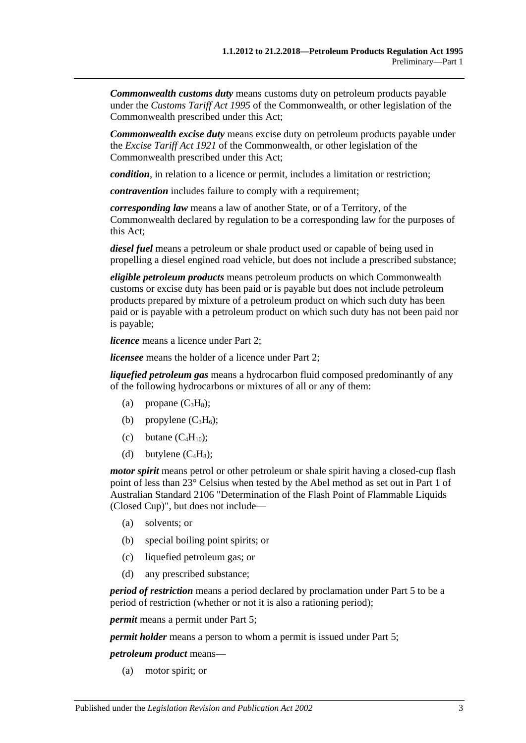***Commonwealth customs duty*** means customs duty on petroleum products payable under the *Customs Tariff Act 1995* of the Commonwealth, or other legislation of the Commonwealth prescribed under this Act;

***Commonwealth excise duty*** means excise duty on petroleum products payable under the *Excise Tariff Act 1921* of the Commonwealth, or other legislation of the Commonwealth prescribed under this Act;

***condition***, in relation to a licence or permit, includes a limitation or restriction;

***contravention*** includes failure to comply with a requirement;

***corresponding law*** means a law of another State, or of a Territory, of the Commonwealth declared by regulation to be a corresponding law for the purposes of this Act;

***diesel fuel*** means a petroleum or shale product used or capable of being used in propelling a diesel engined road vehicle, but does not include a prescribed substance;

***eligible petroleum products*** means petroleum products on which Commonwealth customs or excise duty has been paid or is payable but does not include petroleum products prepared by mixture of a petroleum product on which such duty has been paid or is payable with a petroleum product on which such duty has not been paid nor is payable;

***licence*** means a licence under Part 2;

***licensee*** means the holder of a licence under Part 2;

***liquefied petroleum gas*** means a hydrocarbon fluid composed predominantly of any of the following hydrocarbons or mixtures of all or any of them:

(a) propane ($C_3H_8$);

(b) propylene ($C_3H_6$);

(c) butane ($C_4H_{10}$);

(d) butylene ($C_4H_8$);

***motor spirit*** means petrol or other petroleum or shale spirit having a closed-cup flash point of less than 23° Celsius when tested by the Abel method as set out in Part 1 of Australian Standard 2106 "Determination of the Flash Point of Flammable Liquids (Closed Cup)", but does not include—

(a) solvents; or

(b) special boiling point spirits; or

(c) liquefied petroleum gas; or

(d) any prescribed substance;

***period of restriction*** means a period declared by proclamation under Part 5 to be a period of restriction (whether or not it is also a rationing period);

***permit*** means a permit under Part 5;

***permit holder*** means a person to whom a permit is issued under Part 5;

***petroleum product*** means—

(a) motor spirit; or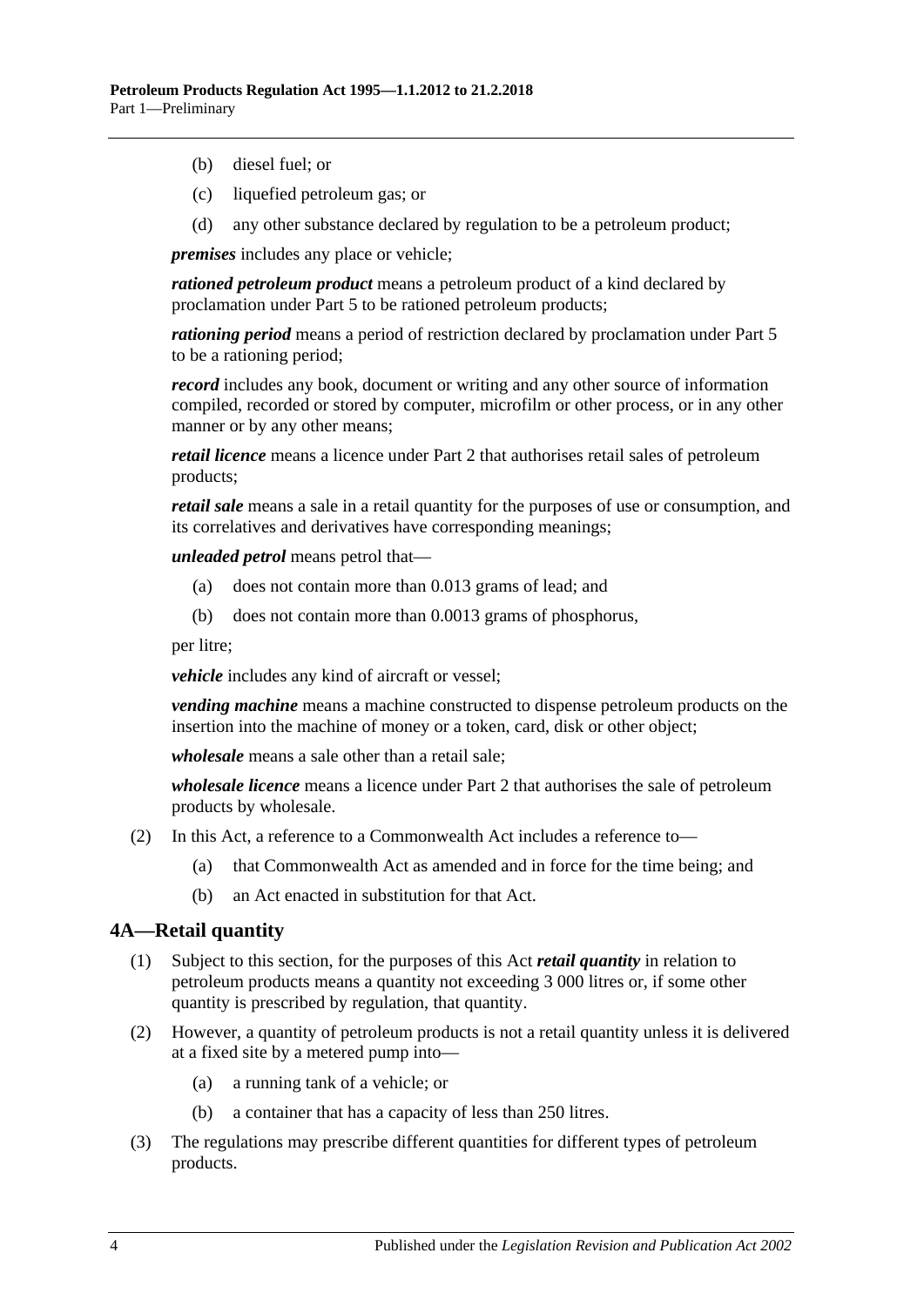(b) diesel fuel; or

(c) liquefied petroleum gas; or

(d) any other substance declared by regulation to be a petroleum product;

***premises*** includes any place or vehicle;

***rationed petroleum product*** means a petroleum product of a kind declared by proclamation under Part 5 to be rationed petroleum products;

***rationing period*** means a period of restriction declared by proclamation under Part 5 to be a rationing period;

***record*** includes any book, document or writing and any other source of information compiled, recorded or stored by computer, microfilm or other process, or in any other manner or by any other means;

***retail licence*** means a licence under Part 2 that authorises retail sales of petroleum products;

***retail sale*** means a sale in a retail quantity for the purposes of use or consumption, and its correlatives and derivatives have corresponding meanings;

***unleaded petrol*** means petrol that—

(a) does not contain more than 0.013 grams of lead; and

(b) does not contain more than 0.0013 grams of phosphorus,

per litre;

***vehicle*** includes any kind of aircraft or vessel;

***vending machine*** means a machine constructed to dispense petroleum products on the insertion into the machine of money or a token, card, disk or other object;

***wholesale*** means a sale other than a retail sale;

***wholesale licence*** means a licence under Part 2 that authorises the sale of petroleum products by wholesale.

(2) In this Act, a reference to a Commonwealth Act includes a reference to—

(a) that Commonwealth Act as amended and in force for the time being; and

(b) an Act enacted in substitution for that Act.

## 4A—Retail quantity

(1) Subject to this section, for the purposes of this Act ***retail quantity*** in relation to petroleum products means a quantity not exceeding 3 000 litres or, if some other quantity is prescribed by regulation, that quantity.

(2) However, a quantity of petroleum products is not a retail quantity unless it is delivered at a fixed site by a metered pump into—

(a) a running tank of a vehicle; or

(b) a container that has a capacity of less than 250 litres.

(3) The regulations may prescribe different quantities for different types of petroleum products.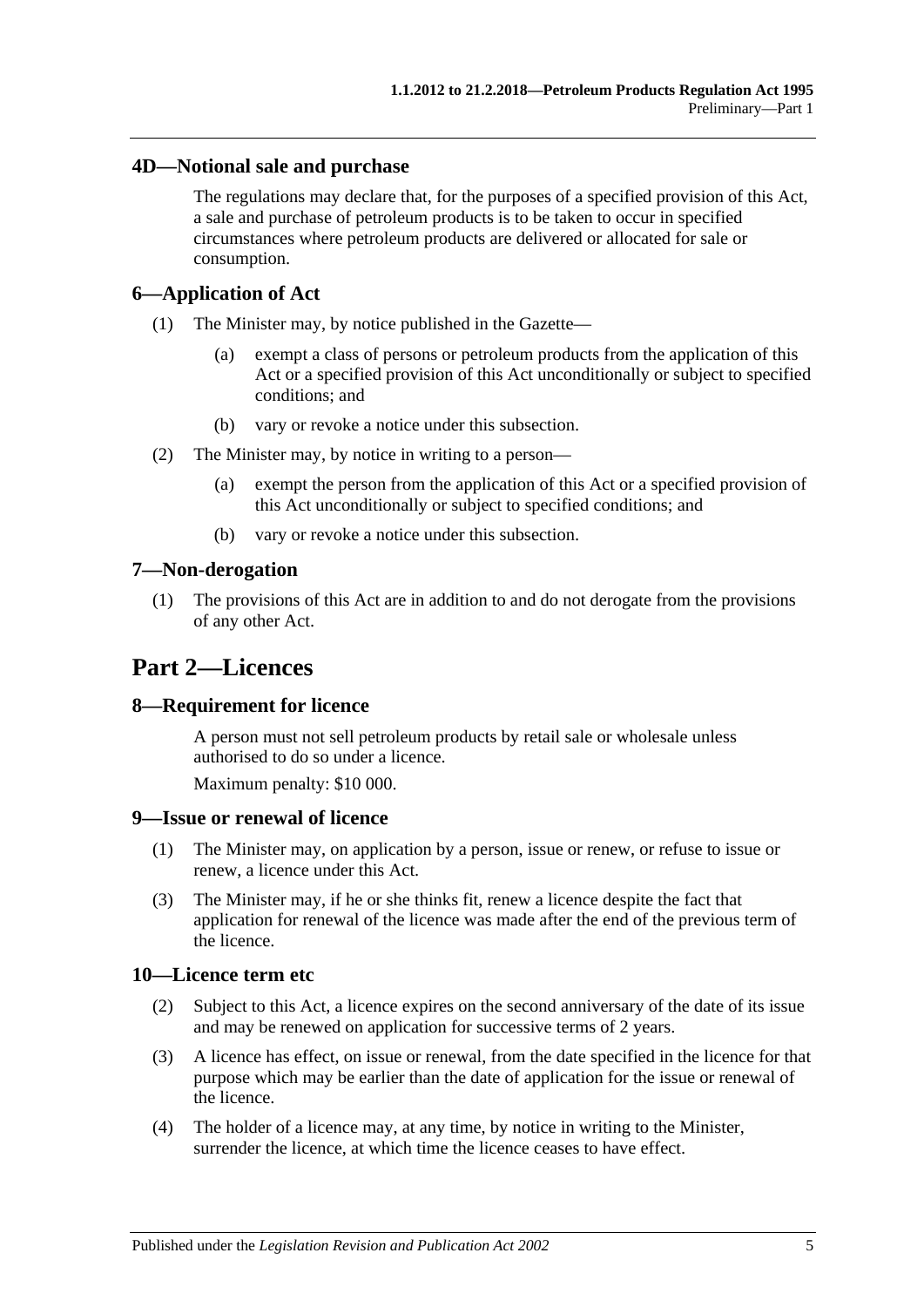### 4D—Notional sale and purchase

The regulations may declare that, for the purposes of a specified provision of this Act, a sale and purchase of petroleum products is to be taken to occur in specified circumstances where petroleum products are delivered or allocated for sale or consumption.

### 6—Application of Act

(1) The Minister may, by notice published in the Gazette—

(a) exempt a class of persons or petroleum products from the application of this Act or a specified provision of this Act unconditionally or subject to specified conditions; and

(b) vary or revoke a notice under this subsection.

(2) The Minister may, by notice in writing to a person—

(a) exempt the person from the application of this Act or a specified provision of this Act unconditionally or subject to specified conditions; and

(b) vary or revoke a notice under this subsection.

### 7—Non-derogation

(1) The provisions of this Act are in addition to and do not derogate from the provisions of any other Act.

## Part 2—Licences

### 8—Requirement for licence

A person must not sell petroleum products by retail sale or wholesale unless authorised to do so under a licence.

Maximum penalty: $10 000.

### 9—Issue or renewal of licence

(1) The Minister may, on application by a person, issue or renew, or refuse to issue or renew, a licence under this Act.

(3) The Minister may, if he or she thinks fit, renew a licence despite the fact that application for renewal of the licence was made after the end of the previous term of the licence.

### 10—Licence term etc

(2) Subject to this Act, a licence expires on the second anniversary of the date of its issue and may be renewed on application for successive terms of 2 years.

(3) A licence has effect, on issue or renewal, from the date specified in the licence for that purpose which may be earlier than the date of application for the issue or renewal of the licence.

(4) The holder of a licence may, at any time, by notice in writing to the Minister, surrender the licence, at which time the licence ceases to have effect.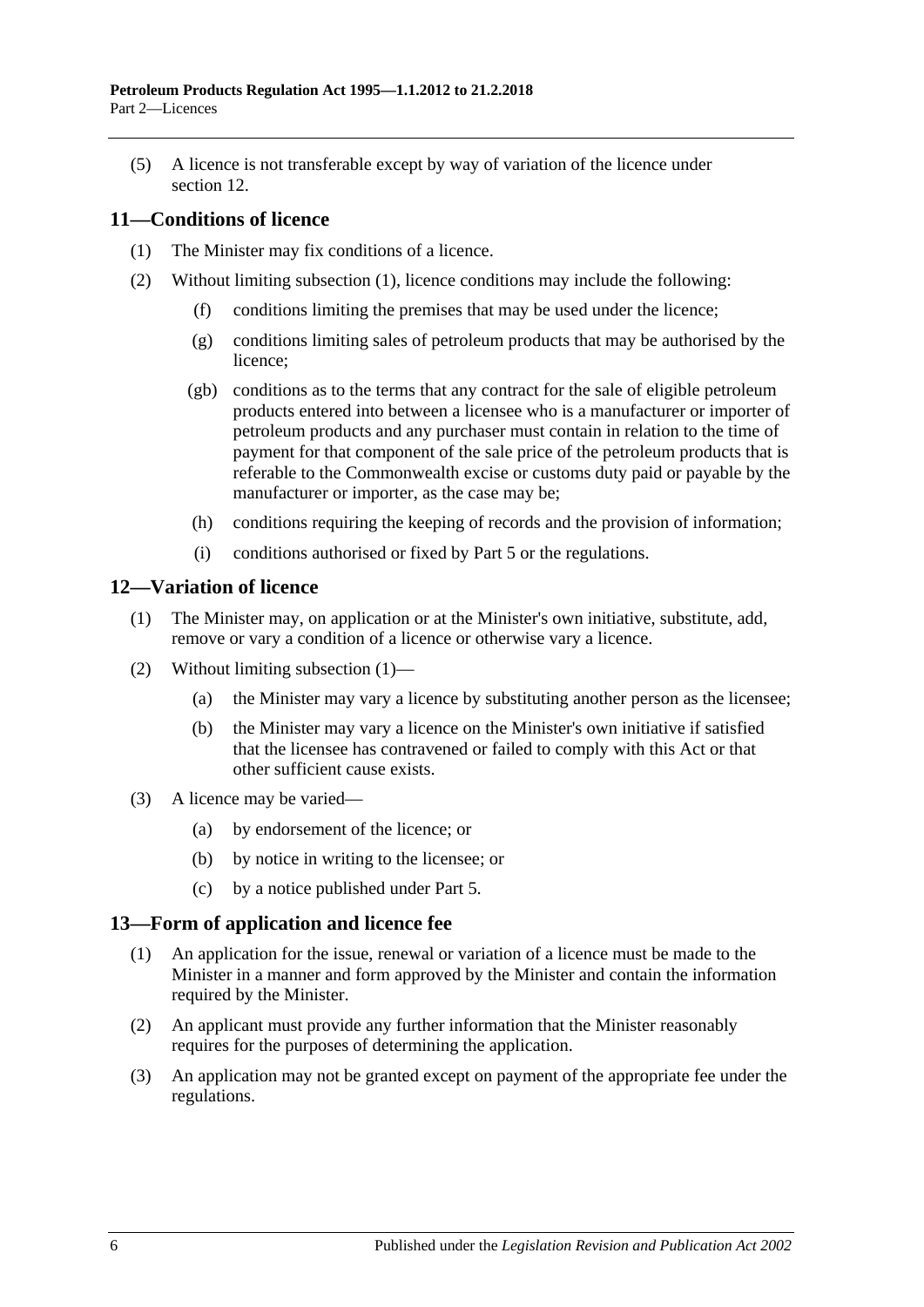(5) A licence is not transferable except by way of variation of the licence under section 12.

## 11—Conditions of licence

(1) The Minister may fix conditions of a licence.

(2) Without limiting subsection (1), licence conditions may include the following:

  (f) conditions limiting the premises that may be used under the licence;

  (g) conditions limiting sales of petroleum products that may be authorised by the licence;

  (gb) conditions as to the terms that any contract for the sale of eligible petroleum products entered into between a licensee who is a manufacturer or importer of petroleum products and any purchaser must contain in relation to the time of payment for that component of the sale price of the petroleum products that is referable to the Commonwealth excise or customs duty paid or payable by the manufacturer or importer, as the case may be;

  (h) conditions requiring the keeping of records and the provision of information;

  (i) conditions authorised or fixed by Part 5 or the regulations.

## 12—Variation of licence

(1) The Minister may, on application or at the Minister's own initiative, substitute, add, remove or vary a condition of a licence or otherwise vary a licence.

(2) Without limiting subsection (1)—

  (a) the Minister may vary a licence by substituting another person as the licensee;

  (b) the Minister may vary a licence on the Minister's own initiative if satisfied that the licensee has contravened or failed to comply with this Act or that other sufficient cause exists.

(3) A licence may be varied—

  (a) by endorsement of the licence; or

  (b) by notice in writing to the licensee; or

  (c) by a notice published under Part 5.

## 13—Form of application and licence fee

(1) An application for the issue, renewal or variation of a licence must be made to the Minister in a manner and form approved by the Minister and contain the information required by the Minister.

(2) An applicant must provide any further information that the Minister reasonably requires for the purposes of determining the application.

(3) An application may not be granted except on payment of the appropriate fee under the regulations.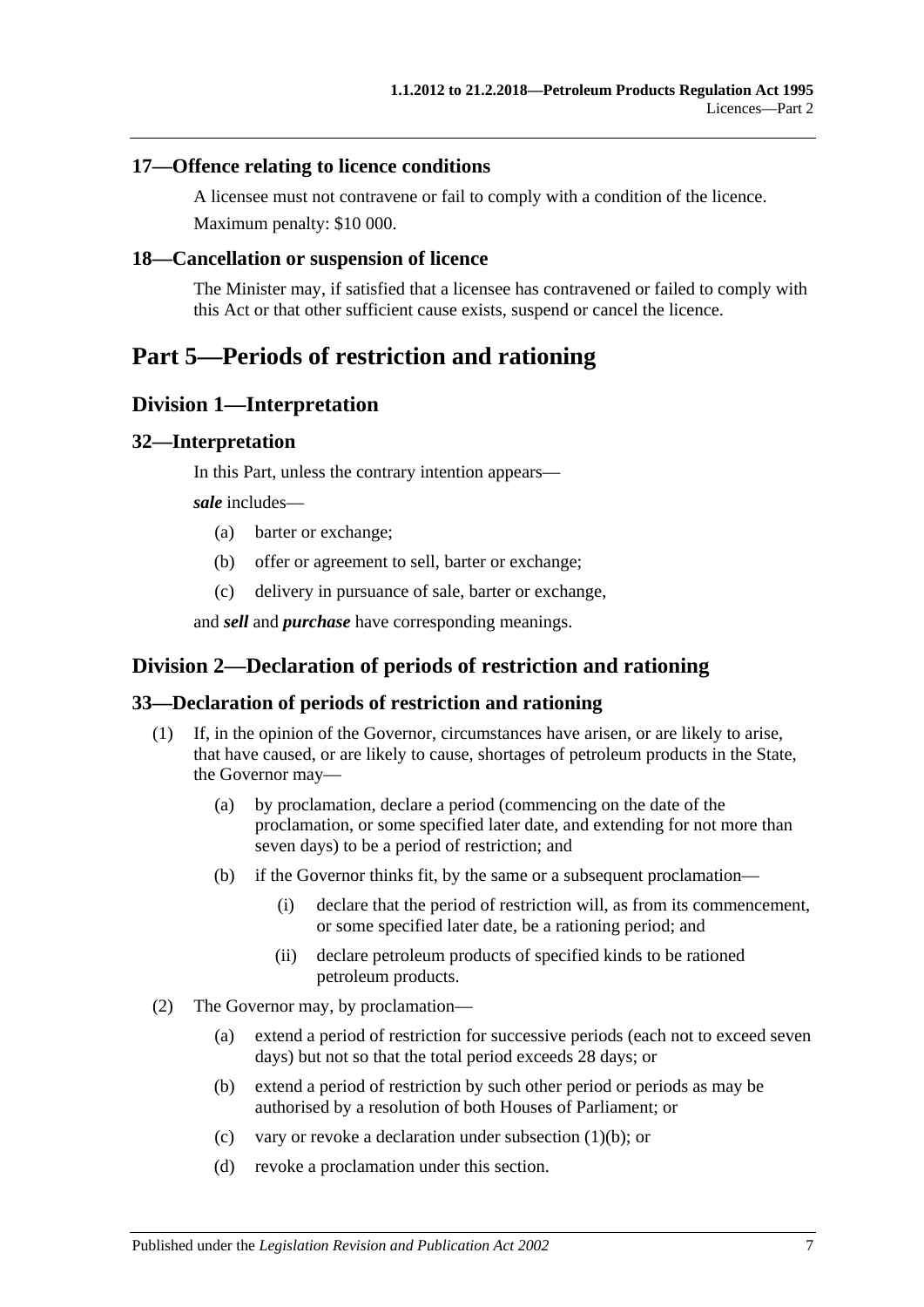### 17—Offence relating to licence conditions

A licensee must not contravene or fail to comply with a condition of the licence.

Maximum penalty: $10 000.

### 18—Cancellation or suspension of licence

The Minister may, if satisfied that a licensee has contravened or failed to comply with this Act or that other sufficient cause exists, suspend or cancel the licence.

# Part 5—Periods of restriction and rationing

## Division 1—Interpretation

### 32—Interpretation

In this Part, unless the contrary intention appears—

***sale*** includes—

(a) barter or exchange;

(b) offer or agreement to sell, barter or exchange;

(c) delivery in pursuance of sale, barter or exchange,

and ***sell*** and ***purchase*** have corresponding meanings.

## Division 2—Declaration of periods of restriction and rationing

### 33—Declaration of periods of restriction and rationing

(1) If, in the opinion of the Governor, circumstances have arisen, or are likely to arise, that have caused, or are likely to cause, shortages of petroleum products in the State, the Governor may—

(a) by proclamation, declare a period (commencing on the date of the proclamation, or some specified later date, and extending for not more than seven days) to be a period of restriction; and

(b) if the Governor thinks fit, by the same or a subsequent proclamation—

(i) declare that the period of restriction will, as from its commencement, or some specified later date, be a rationing period; and

(ii) declare petroleum products of specified kinds to be rationed petroleum products.

(2) The Governor may, by proclamation—

(a) extend a period of restriction for successive periods (each not to exceed seven days) but not so that the total period exceeds 28 days; or

(b) extend a period of restriction by such other period or periods as may be authorised by a resolution of both Houses of Parliament; or

(c) vary or revoke a declaration under subsection (1)(b); or

(d) revoke a proclamation under this section.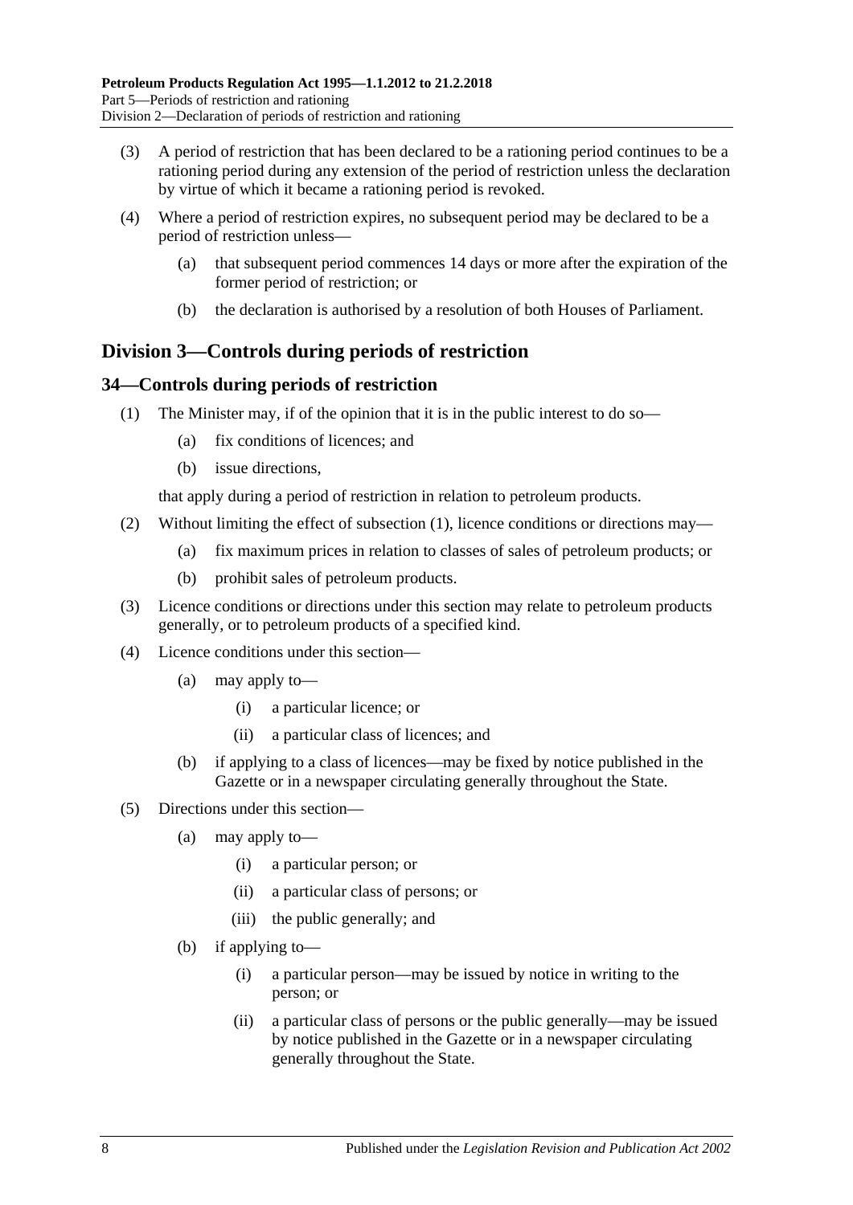(3) A period of restriction that has been declared to be a rationing period continues to be a rationing period during any extension of the period of restriction unless the declaration by virtue of which it became a rationing period is revoked.

(4) Where a period of restriction expires, no subsequent period may be declared to be a period of restriction unless—

(a) that subsequent period commences 14 days or more after the expiration of the former period of restriction; or

(b) the declaration is authorised by a resolution of both Houses of Parliament.

## Division 3—Controls during periods of restriction

### 34—Controls during periods of restriction

(1) The Minister may, if of the opinion that it is in the public interest to do so—

(a) fix conditions of licences; and

(b) issue directions,

that apply during a period of restriction in relation to petroleum products.

(2) Without limiting the effect of subsection (1), licence conditions or directions may—

(a) fix maximum prices in relation to classes of sales of petroleum products; or

(b) prohibit sales of petroleum products.

(3) Licence conditions or directions under this section may relate to petroleum products generally, or to petroleum products of a specified kind.

(4) Licence conditions under this section—

(a) may apply to—

(i) a particular licence; or

(ii) a particular class of licences; and

(b) if applying to a class of licences—may be fixed by notice published in the Gazette or in a newspaper circulating generally throughout the State.

(5) Directions under this section—

(a) may apply to—

(i) a particular person; or

(ii) a particular class of persons; or

(iii) the public generally; and

(b) if applying to—

(i) a particular person—may be issued by notice in writing to the person; or

(ii) a particular class of persons or the public generally—may be issued by notice published in the Gazette or in a newspaper circulating generally throughout the State.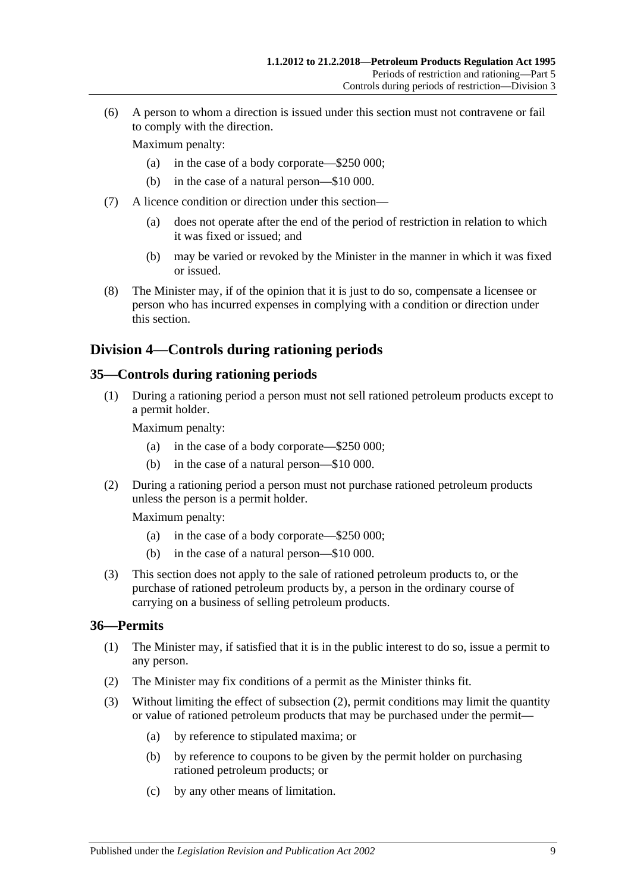(6) A person to whom a direction is issued under this section must not contravene or fail to comply with the direction.

Maximum penalty:

(a) in the case of a body corporate—$250 000;

(b) in the case of a natural person—$10 000.

(7) A licence condition or direction under this section—

(a) does not operate after the end of the period of restriction in relation to which it was fixed or issued; and

(b) may be varied or revoked by the Minister in the manner in which it was fixed or issued.

(8) The Minister may, if of the opinion that it is just to do so, compensate a licensee or person who has incurred expenses in complying with a condition or direction under this section.

## Division 4—Controls during rationing periods

### 35—Controls during rationing periods

(1) During a rationing period a person must not sell rationed petroleum products except to a permit holder.

Maximum penalty:

(a) in the case of a body corporate—$250 000;

(b) in the case of a natural person—$10 000.

(2) During a rationing period a person must not purchase rationed petroleum products unless the person is a permit holder.

Maximum penalty:

(a) in the case of a body corporate—$250 000;

(b) in the case of a natural person—$10 000.

(3) This section does not apply to the sale of rationed petroleum products to, or the purchase of rationed petroleum products by, a person in the ordinary course of carrying on a business of selling petroleum products.

### 36—Permits

(1) The Minister may, if satisfied that it is in the public interest to do so, issue a permit to any person.

(2) The Minister may fix conditions of a permit as the Minister thinks fit.

(3) Without limiting the effect of subsection (2), permit conditions may limit the quantity or value of rationed petroleum products that may be purchased under the permit—

(a) by reference to stipulated maxima; or

(b) by reference to coupons to be given by the permit holder on purchasing rationed petroleum products; or

(c) by any other means of limitation.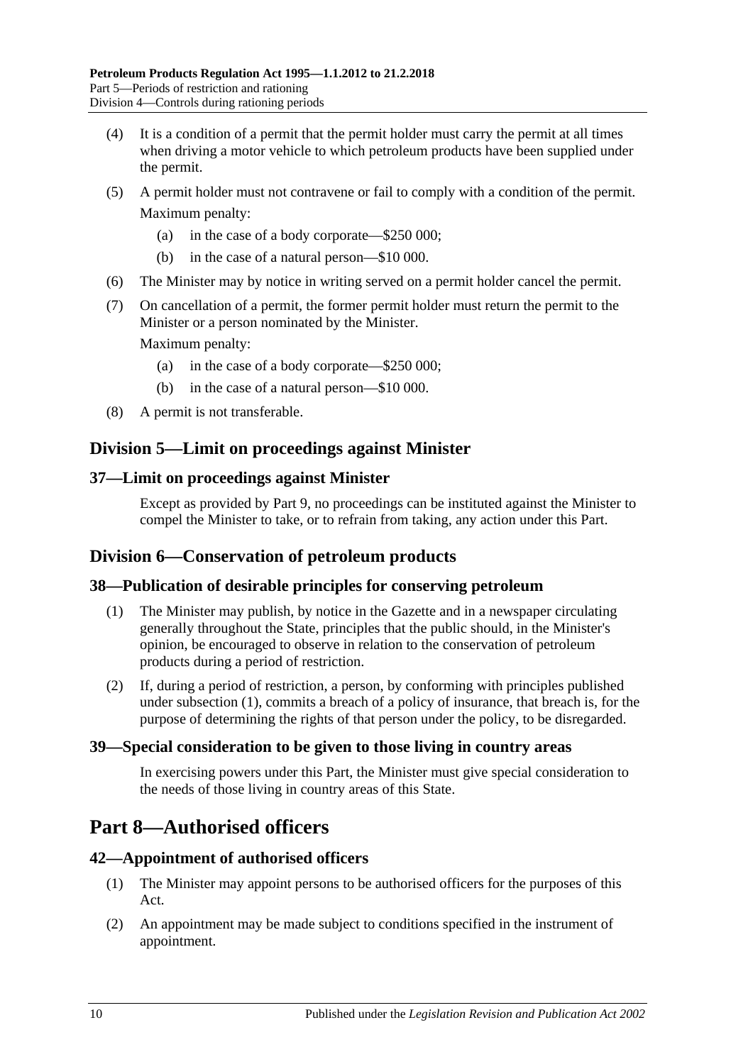(4) It is a condition of a permit that the permit holder must carry the permit at all times when driving a motor vehicle to which petroleum products have been supplied under the permit.

(5) A permit holder must not contravene or fail to comply with a condition of the permit.

Maximum penalty:

(a) in the case of a body corporate—$250 000;

(b) in the case of a natural person—$10 000.

(6) The Minister may by notice in writing served on a permit holder cancel the permit.

(7) On cancellation of a permit, the former permit holder must return the permit to the Minister or a person nominated by the Minister.

Maximum penalty:

(a) in the case of a body corporate—$250 000;

(b) in the case of a natural person—$10 000.

(8) A permit is not transferable.

## Division 5—Limit on proceedings against Minister

### 37—Limit on proceedings against Minister

Except as provided by Part 9, no proceedings can be instituted against the Minister to compel the Minister to take, or to refrain from taking, any action under this Part.

## Division 6—Conservation of petroleum products

### 38—Publication of desirable principles for conserving petroleum

(1) The Minister may publish, by notice in the Gazette and in a newspaper circulating generally throughout the State, principles that the public should, in the Minister's opinion, be encouraged to observe in relation to the conservation of petroleum products during a period of restriction.

(2) If, during a period of restriction, a person, by conforming with principles published under subsection (1), commits a breach of a policy of insurance, that breach is, for the purpose of determining the rights of that person under the policy, to be disregarded.

### 39—Special consideration to be given to those living in country areas

In exercising powers under this Part, the Minister must give special consideration to the needs of those living in country areas of this State.

# Part 8—Authorised officers

### 42—Appointment of authorised officers

(1) The Minister may appoint persons to be authorised officers for the purposes of this Act.

(2) An appointment may be made subject to conditions specified in the instrument of appointment.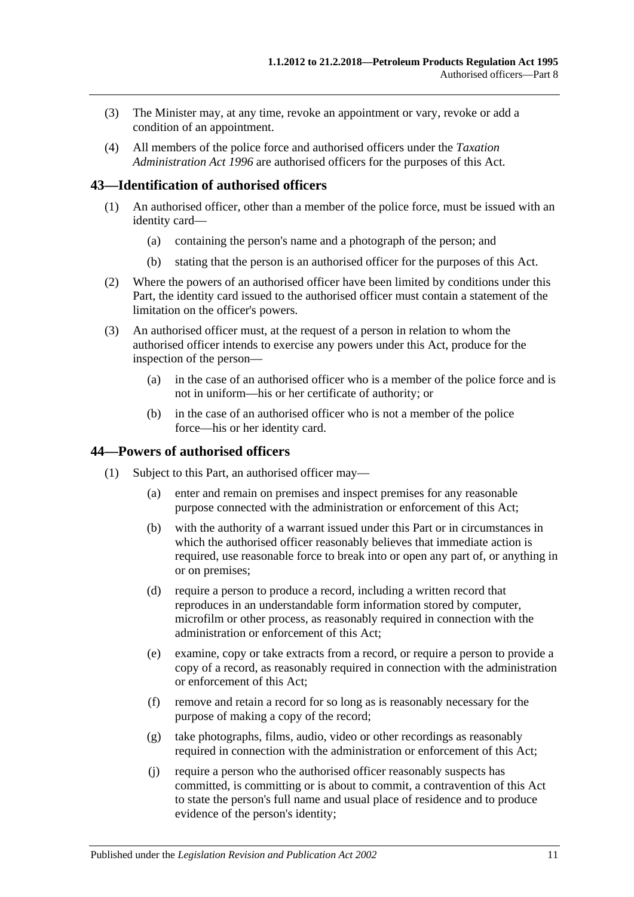(3) The Minister may, at any time, revoke an appointment or vary, revoke or add a condition of an appointment.

(4) All members of the police force and authorised officers under the *Taxation Administration Act 1996* are authorised officers for the purposes of this Act.

## 43—Identification of authorised officers

(1) An authorised officer, other than a member of the police force, must be issued with an identity card—

- (a) containing the person's name and a photograph of the person; and
- (b) stating that the person is an authorised officer for the purposes of this Act.

(2) Where the powers of an authorised officer have been limited by conditions under this Part, the identity card issued to the authorised officer must contain a statement of the limitation on the officer's powers.

(3) An authorised officer must, at the request of a person in relation to whom the authorised officer intends to exercise any powers under this Act, produce for the inspection of the person—

- (a) in the case of an authorised officer who is a member of the police force and is not in uniform—his or her certificate of authority; or
- (b) in the case of an authorised officer who is not a member of the police force—his or her identity card.

## 44—Powers of authorised officers

(1) Subject to this Part, an authorised officer may—

- (a) enter and remain on premises and inspect premises for any reasonable purpose connected with the administration or enforcement of this Act;
- (b) with the authority of a warrant issued under this Part or in circumstances in which the authorised officer reasonably believes that immediate action is required, use reasonable force to break into or open any part of, or anything in or on premises;
- (d) require a person to produce a record, including a written record that reproduces in an understandable form information stored by computer, microfilm or other process, as reasonably required in connection with the administration or enforcement of this Act;
- (e) examine, copy or take extracts from a record, or require a person to provide a copy of a record, as reasonably required in connection with the administration or enforcement of this Act;
- (f) remove and retain a record for so long as is reasonably necessary for the purpose of making a copy of the record;
- (g) take photographs, films, audio, video or other recordings as reasonably required in connection with the administration or enforcement of this Act;
- (j) require a person who the authorised officer reasonably suspects has committed, is committing or is about to commit, a contravention of this Act to state the person's full name and usual place of residence and to produce evidence of the person's identity;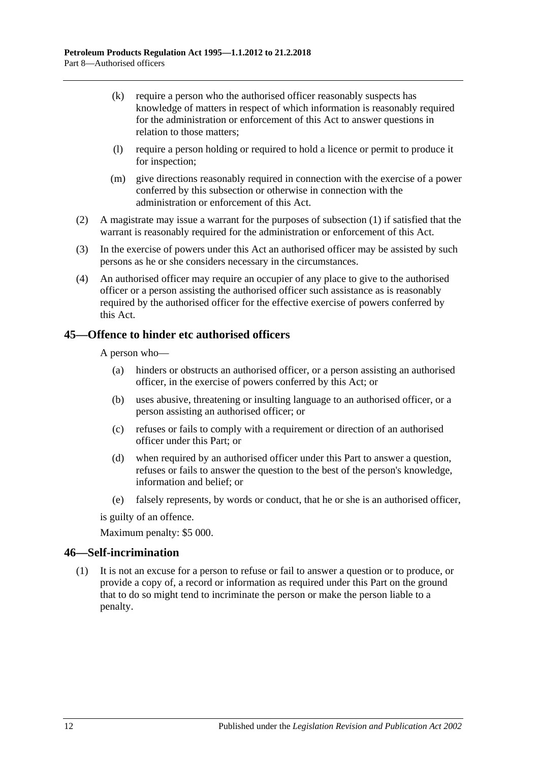(k) require a person who the authorised officer reasonably suspects has knowledge of matters in respect of which information is reasonably required for the administration or enforcement of this Act to answer questions in relation to those matters;

(l) require a person holding or required to hold a licence or permit to produce it for inspection;

(m) give directions reasonably required in connection with the exercise of a power conferred by this subsection or otherwise in connection with the administration or enforcement of this Act.

(2) A magistrate may issue a warrant for the purposes of subsection (1) if satisfied that the warrant is reasonably required for the administration or enforcement of this Act.

(3) In the exercise of powers under this Act an authorised officer may be assisted by such persons as he or she considers necessary in the circumstances.

(4) An authorised officer may require an occupier of any place to give to the authorised officer or a person assisting the authorised officer such assistance as is reasonably required by the authorised officer for the effective exercise of powers conferred by this Act.

## 45—Offence to hinder etc authorised officers

A person who—

(a) hinders or obstructs an authorised officer, or a person assisting an authorised officer, in the exercise of powers conferred by this Act; or

(b) uses abusive, threatening or insulting language to an authorised officer, or a person assisting an authorised officer; or

(c) refuses or fails to comply with a requirement or direction of an authorised officer under this Part; or

(d) when required by an authorised officer under this Part to answer a question, refuses or fails to answer the question to the best of the person's knowledge, information and belief; or

(e) falsely represents, by words or conduct, that he or she is an authorised officer,

is guilty of an offence.

Maximum penalty: $5 000.

## 46—Self-incrimination

(1) It is not an excuse for a person to refuse or fail to answer a question or to produce, or provide a copy of, a record or information as required under this Part on the ground that to do so might tend to incriminate the person or make the person liable to a penalty.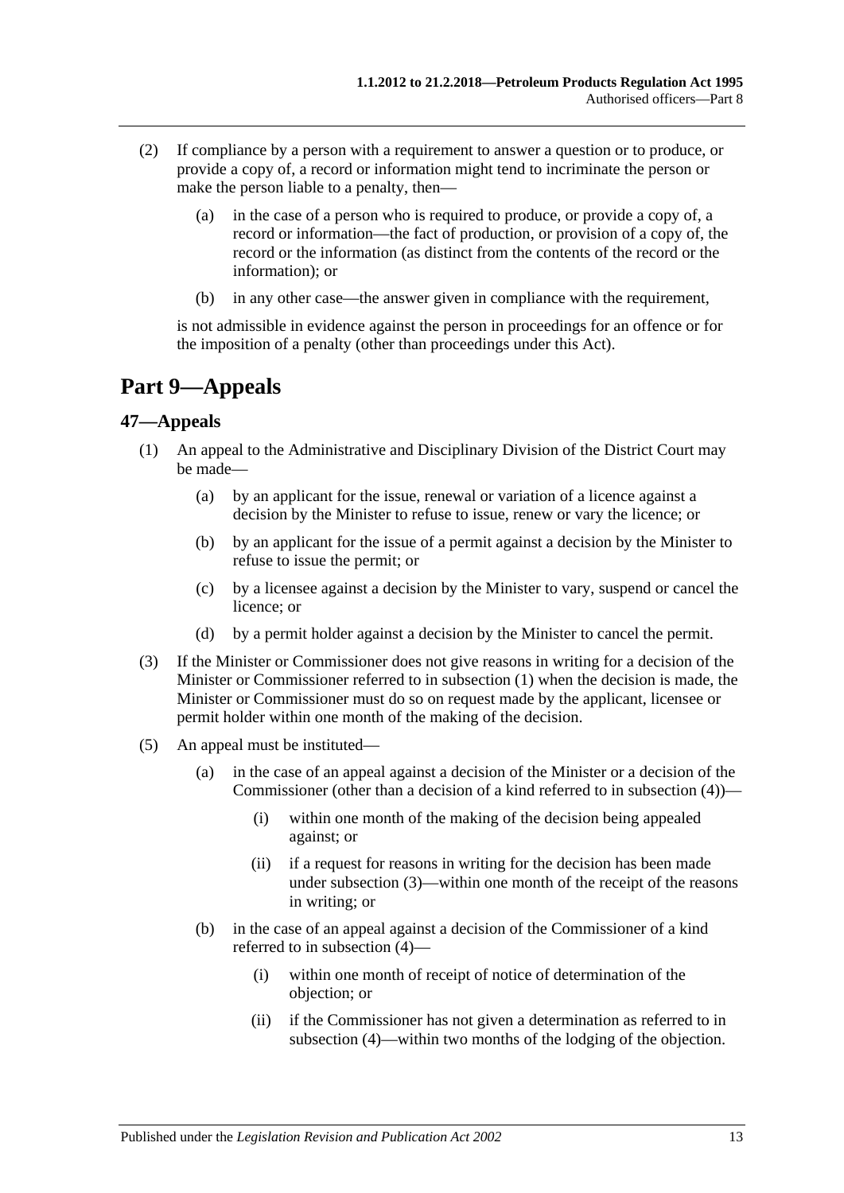(2) If compliance by a person with a requirement to answer a question or to produce, or provide a copy of, a record or information might tend to incriminate the person or make the person liable to a penalty, then—

(a) in the case of a person who is required to produce, or provide a copy of, a record or information—the fact of production, or provision of a copy of, the record or the information (as distinct from the contents of the record or the information); or

(b) in any other case—the answer given in compliance with the requirement,

is not admissible in evidence against the person in proceedings for an offence or for the imposition of a penalty (other than proceedings under this Act).

# Part 9—Appeals

## 47—Appeals

(1) An appeal to the Administrative and Disciplinary Division of the District Court may be made—

(a) by an applicant for the issue, renewal or variation of a licence against a decision by the Minister to refuse to issue, renew or vary the licence; or

(b) by an applicant for the issue of a permit against a decision by the Minister to refuse to issue the permit; or

(c) by a licensee against a decision by the Minister to vary, suspend or cancel the licence; or

(d) by a permit holder against a decision by the Minister to cancel the permit.

(3) If the Minister or Commissioner does not give reasons in writing for a decision of the Minister or Commissioner referred to in subsection (1) when the decision is made, the Minister or Commissioner must do so on request made by the applicant, licensee or permit holder within one month of the making of the decision.

(5) An appeal must be instituted—

(a) in the case of an appeal against a decision of the Minister or a decision of the Commissioner (other than a decision of a kind referred to in subsection (4))—

(i) within one month of the making of the decision being appealed against; or

(ii) if a request for reasons in writing for the decision has been made under subsection (3)—within one month of the receipt of the reasons in writing; or

(b) in the case of an appeal against a decision of the Commissioner of a kind referred to in subsection (4)—

(i) within one month of receipt of notice of determination of the objection; or

(ii) if the Commissioner has not given a determination as referred to in subsection (4)—within two months of the lodging of the objection.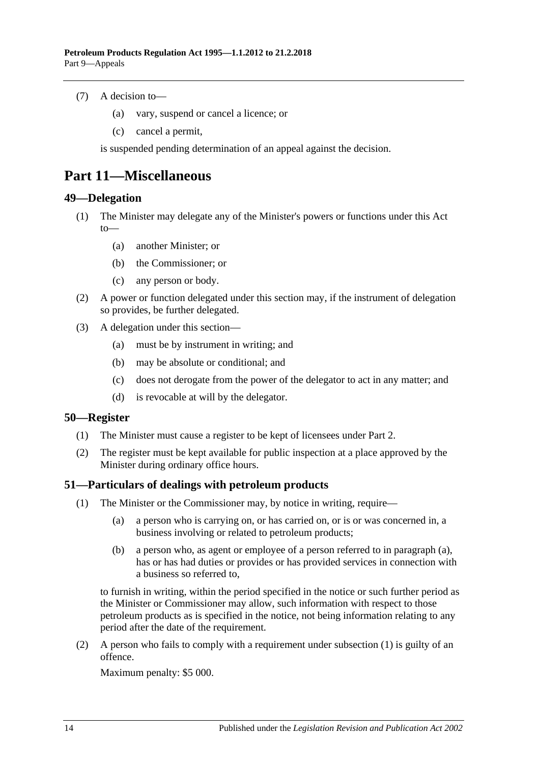(7) A decision to—

(a) vary, suspend or cancel a licence; or

(c) cancel a permit,

is suspended pending determination of an appeal against the decision.

# Part 11—Miscellaneous

## 49—Delegation

(1) The Minister may delegate any of the Minister's powers or functions under this Act to—

(a) another Minister; or

(b) the Commissioner; or

(c) any person or body.

(2) A power or function delegated under this section may, if the instrument of delegation so provides, be further delegated.

(3) A delegation under this section—

(a) must be by instrument in writing; and

(b) may be absolute or conditional; and

(c) does not derogate from the power of the delegator to act in any matter; and

(d) is revocable at will by the delegator.

## 50—Register

(1) The Minister must cause a register to be kept of licensees under Part 2.

(2) The register must be kept available for public inspection at a place approved by the Minister during ordinary office hours.

## 51—Particulars of dealings with petroleum products

(1) The Minister or the Commissioner may, by notice in writing, require—

(a) a person who is carrying on, or has carried on, or is or was concerned in, a business involving or related to petroleum products;

(b) a person who, as agent or employee of a person referred to in paragraph (a), has or has had duties or provides or has provided services in connection with a business so referred to,

to furnish in writing, within the period specified in the notice or such further period as the Minister or Commissioner may allow, such information with respect to those petroleum products as is specified in the notice, not being information relating to any period after the date of the requirement.

(2) A person who fails to comply with a requirement under subsection (1) is guilty of an offence.

Maximum penalty: $5 000.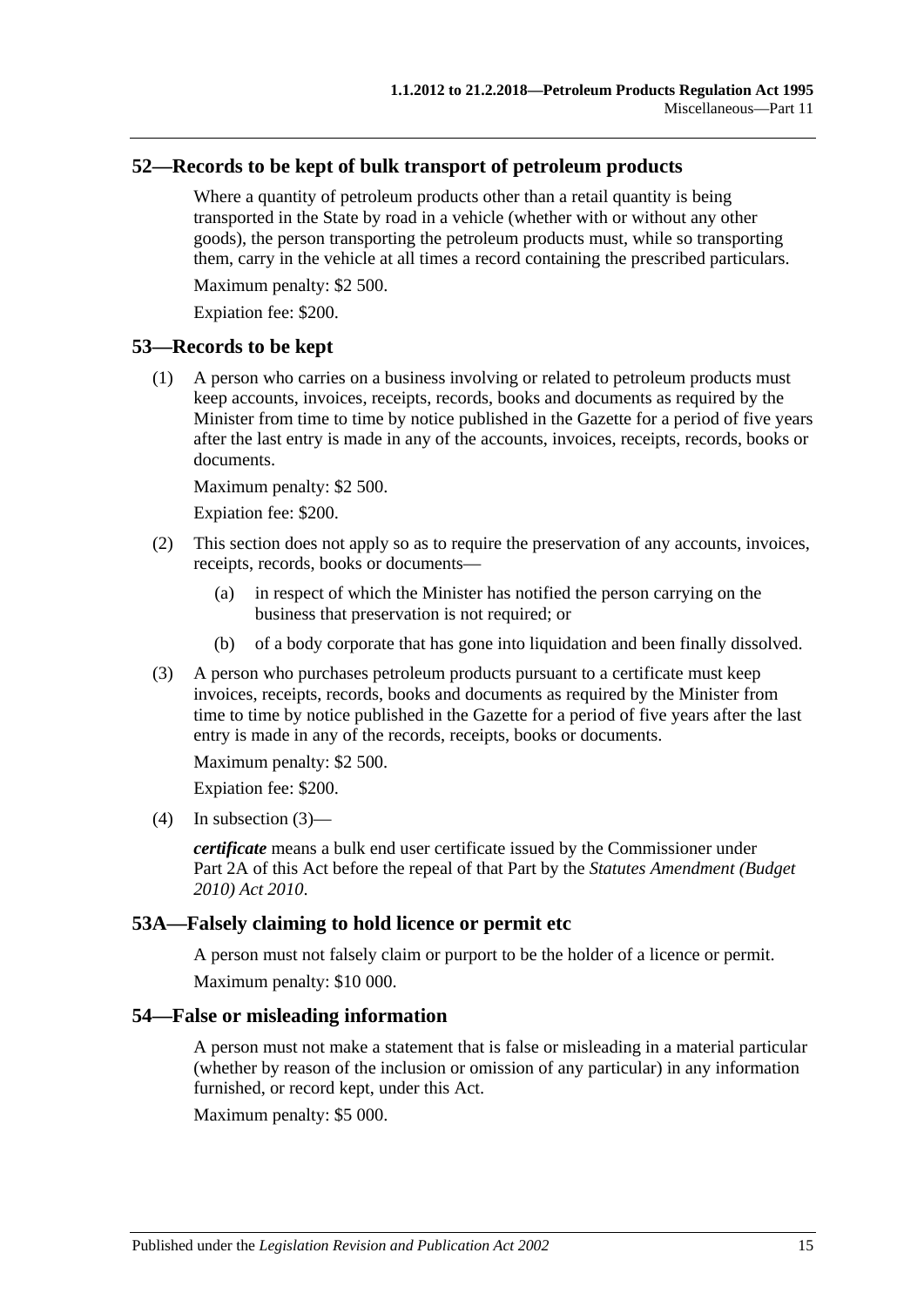## 52—Records to be kept of bulk transport of petroleum products

Where a quantity of petroleum products other than a retail quantity is being transported in the State by road in a vehicle (whether with or without any other goods), the person transporting the petroleum products must, while so transporting them, carry in the vehicle at all times a record containing the prescribed particulars.

Maximum penalty: $2 500.

Expiation fee: $200.

## 53—Records to be kept

(1) A person who carries on a business involving or related to petroleum products must keep accounts, invoices, receipts, records, books and documents as required by the Minister from time to time by notice published in the Gazette for a period of five years after the last entry is made in any of the accounts, invoices, receipts, records, books or documents.

Maximum penalty: $2 500.

Expiation fee: $200.

(2) This section does not apply so as to require the preservation of any accounts, invoices, receipts, records, books or documents—

(a) in respect of which the Minister has notified the person carrying on the business that preservation is not required; or

(b) of a body corporate that has gone into liquidation and been finally dissolved.

(3) A person who purchases petroleum products pursuant to a certificate must keep invoices, receipts, records, books and documents as required by the Minister from time to time by notice published in the Gazette for a period of five years after the last entry is made in any of the records, receipts, books or documents.

Maximum penalty: $2 500.

Expiation fee: $200.

(4) In subsection (3)—

***certificate*** means a bulk end user certificate issued by the Commissioner under Part 2A of this Act before the repeal of that Part by the *Statutes Amendment (Budget 2010) Act 2010*.

## 53A—Falsely claiming to hold licence or permit etc

A person must not falsely claim or purport to be the holder of a licence or permit.

Maximum penalty: $10 000.

## 54—False or misleading information

A person must not make a statement that is false or misleading in a material particular (whether by reason of the inclusion or omission of any particular) in any information furnished, or record kept, under this Act.

Maximum penalty: $5 000.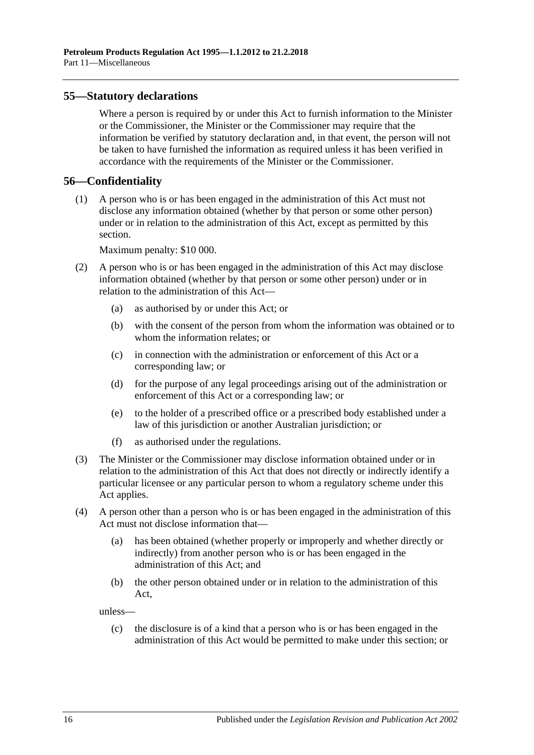## 55—Statutory declarations

Where a person is required by or under this Act to furnish information to the Minister or the Commissioner, the Minister or the Commissioner may require that the information be verified by statutory declaration and, in that event, the person will not be taken to have furnished the information as required unless it has been verified in accordance with the requirements of the Minister or the Commissioner.

## 56—Confidentiality

(1) A person who is or has been engaged in the administration of this Act must not disclose any information obtained (whether by that person or some other person) under or in relation to the administration of this Act, except as permitted by this section.

Maximum penalty: $10 000.

(2) A person who is or has been engaged in the administration of this Act may disclose information obtained (whether by that person or some other person) under or in relation to the administration of this Act—

- (a) as authorised by or under this Act; or
- (b) with the consent of the person from whom the information was obtained or to whom the information relates; or
- (c) in connection with the administration or enforcement of this Act or a corresponding law; or
- (d) for the purpose of any legal proceedings arising out of the administration or enforcement of this Act or a corresponding law; or
- (e) to the holder of a prescribed office or a prescribed body established under a law of this jurisdiction or another Australian jurisdiction; or
- (f) as authorised under the regulations.

(3) The Minister or the Commissioner may disclose information obtained under or in relation to the administration of this Act that does not directly or indirectly identify a particular licensee or any particular person to whom a regulatory scheme under this Act applies.

(4) A person other than a person who is or has been engaged in the administration of this Act must not disclose information that—

- (a) has been obtained (whether properly or improperly and whether directly or indirectly) from another person who is or has been engaged in the administration of this Act; and
- (b) the other person obtained under or in relation to the administration of this Act,

unless—

- (c) the disclosure is of a kind that a person who is or has been engaged in the administration of this Act would be permitted to make under this section; or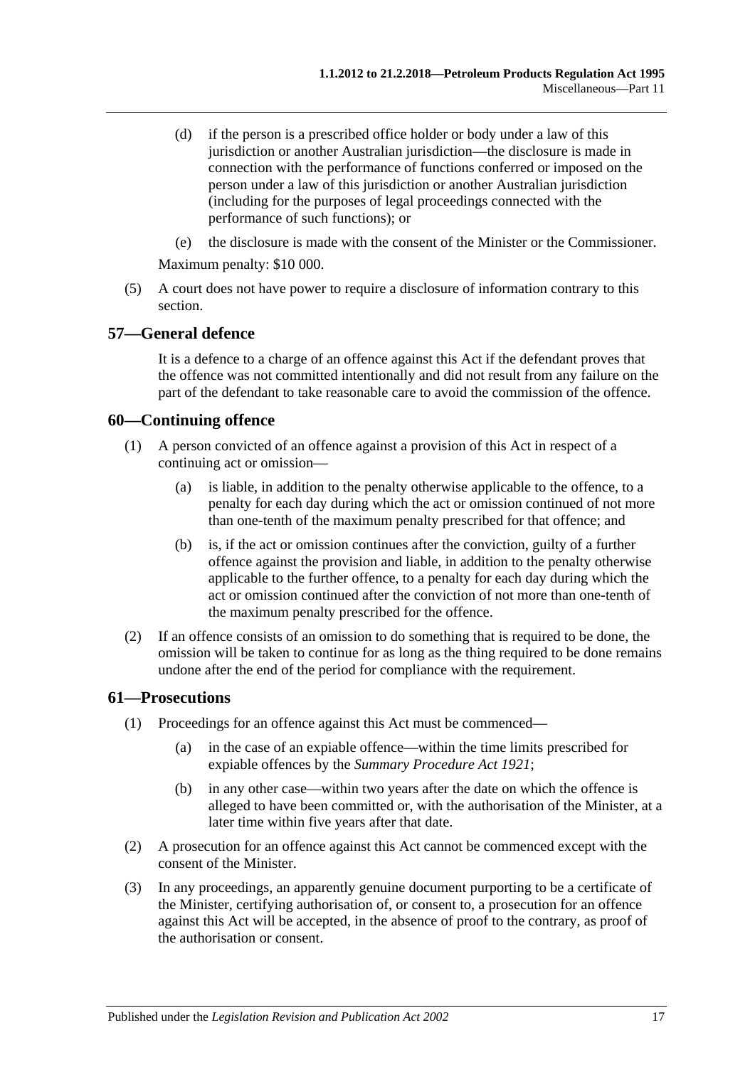(d) if the person is a prescribed office holder or body under a law of this jurisdiction or another Australian jurisdiction—the disclosure is made in connection with the performance of functions conferred or imposed on the person under a law of this jurisdiction or another Australian jurisdiction (including for the purposes of legal proceedings connected with the performance of such functions); or

(e) the disclosure is made with the consent of the Minister or the Commissioner.

Maximum penalty: $10 000.

(5) A court does not have power to require a disclosure of information contrary to this section.

## 57—General defence

It is a defence to a charge of an offence against this Act if the defendant proves that the offence was not committed intentionally and did not result from any failure on the part of the defendant to take reasonable care to avoid the commission of the offence.

## 60—Continuing offence

(1) A person convicted of an offence against a provision of this Act in respect of a continuing act or omission—

(a) is liable, in addition to the penalty otherwise applicable to the offence, to a penalty for each day during which the act or omission continued of not more than one-tenth of the maximum penalty prescribed for that offence; and

(b) is, if the act or omission continues after the conviction, guilty of a further offence against the provision and liable, in addition to the penalty otherwise applicable to the further offence, to a penalty for each day during which the act or omission continued after the conviction of not more than one-tenth of the maximum penalty prescribed for the offence.

(2) If an offence consists of an omission to do something that is required to be done, the omission will be taken to continue for as long as the thing required to be done remains undone after the end of the period for compliance with the requirement.

## 61—Prosecutions

(1) Proceedings for an offence against this Act must be commenced—

(a) in the case of an expiable offence—within the time limits prescribed for expiable offences by the *Summary Procedure Act 1921*;

(b) in any other case—within two years after the date on which the offence is alleged to have been committed or, with the authorisation of the Minister, at a later time within five years after that date.

(2) A prosecution for an offence against this Act cannot be commenced except with the consent of the Minister.

(3) In any proceedings, an apparently genuine document purporting to be a certificate of the Minister, certifying authorisation of, or consent to, a prosecution for an offence against this Act will be accepted, in the absence of proof to the contrary, as proof of the authorisation or consent.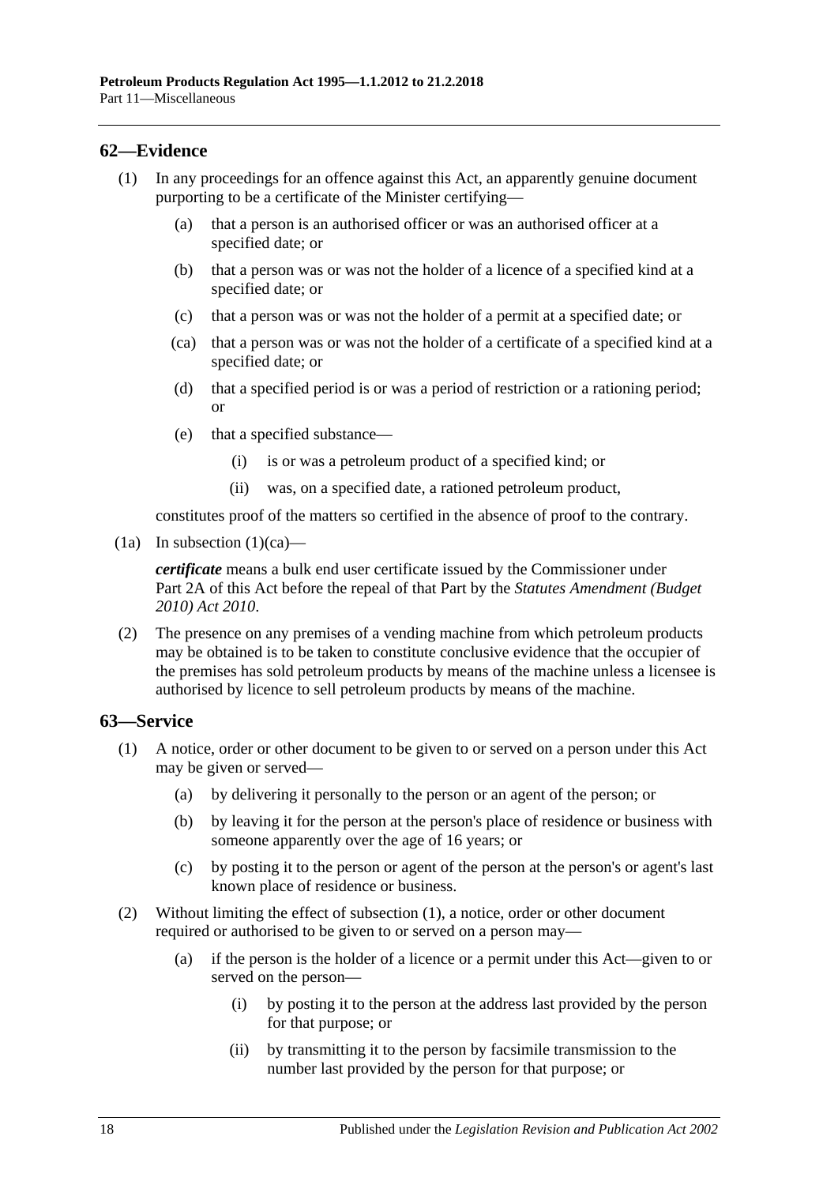## 62—Evidence

(1) In any proceedings for an offence against this Act, an apparently genuine document purporting to be a certificate of the Minister certifying—

- (a) that a person is an authorised officer or was an authorised officer at a specified date; or
- (b) that a person was or was not the holder of a licence of a specified kind at a specified date; or
- (c) that a person was or was not the holder of a permit at a specified date; or
- (ca) that a person was or was not the holder of a certificate of a specified kind at a specified date; or
- (d) that a specified period is or was a period of restriction or a rationing period; or
- (e) that a specified substance—
    - (i) is or was a petroleum product of a specified kind; or
    - (ii) was, on a specified date, a rationed petroleum product,

constitutes proof of the matters so certified in the absence of proof to the contrary.

(1a) In subsection (1)(ca)—

***certificate*** means a bulk end user certificate issued by the Commissioner under Part 2A of this Act before the repeal of that Part by the *Statutes Amendment (Budget 2010) Act 2010*.

(2) The presence on any premises of a vending machine from which petroleum products may be obtained is to be taken to constitute conclusive evidence that the occupier of the premises has sold petroleum products by means of the machine unless a licensee is authorised by licence to sell petroleum products by means of the machine.

## 63—Service

(1) A notice, order or other document to be given to or served on a person under this Act may be given or served—

- (a) by delivering it personally to the person or an agent of the person; or
- (b) by leaving it for the person at the person's place of residence or business with someone apparently over the age of 16 years; or
- (c) by posting it to the person or agent of the person at the person's or agent's last known place of residence or business.

(2) Without limiting the effect of subsection (1), a notice, order or other document required or authorised to be given to or served on a person may—

- (a) if the person is the holder of a licence or a permit under this Act—given to or served on the person—
    - (i) by posting it to the person at the address last provided by the person for that purpose; or
    - (ii) by transmitting it to the person by facsimile transmission to the number last provided by the person for that purpose; or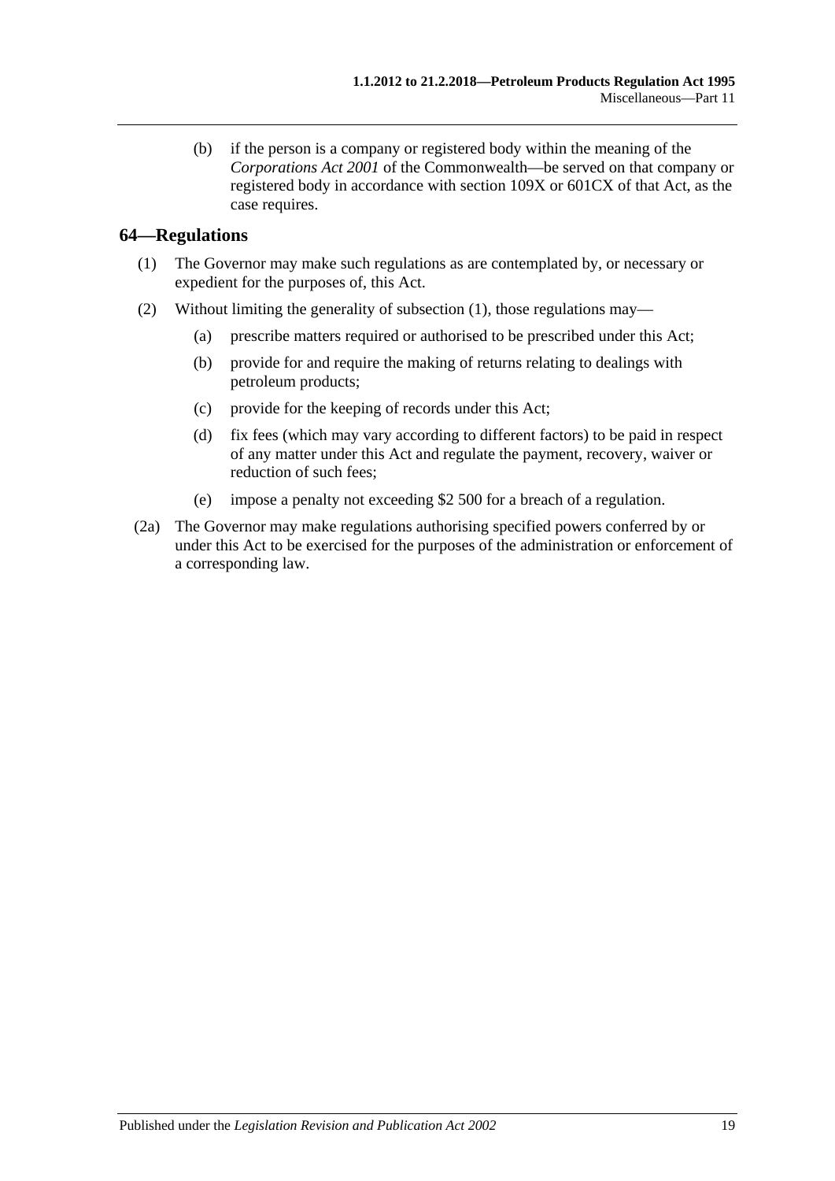(b) if the person is a company or registered body within the meaning of the *Corporations Act 2001* of the Commonwealth—be served on that company or registered body in accordance with section 109X or 601CX of that Act, as the case requires.

## 64—Regulations

(1) The Governor may make such regulations as are contemplated by, or necessary or expedient for the purposes of, this Act.

(2) Without limiting the generality of subsection (1), those regulations may—

(a) prescribe matters required or authorised to be prescribed under this Act;

(b) provide for and require the making of returns relating to dealings with petroleum products;

(c) provide for the keeping of records under this Act;

(d) fix fees (which may vary according to different factors) to be paid in respect of any matter under this Act and regulate the payment, recovery, waiver or reduction of such fees;

(e) impose a penalty not exceeding $2 500 for a breach of a regulation.

(2a) The Governor may make regulations authorising specified powers conferred by or under this Act to be exercised for the purposes of the administration or enforcement of a corresponding law.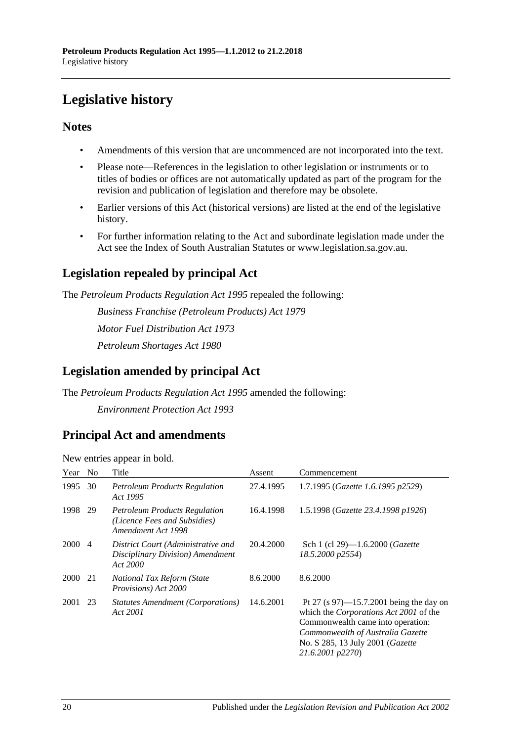# Legislative history

## Notes

- Amendments of this version that are uncommenced are not incorporated into the text.
- Please note—References in the legislation to other legislation or instruments or to titles of bodies or offices are not automatically updated as part of the program for the revision and publication of legislation and therefore may be obsolete.
- Earlier versions of this Act (historical versions) are listed at the end of the legislative history.
- For further information relating to the Act and subordinate legislation made under the Act see the Index of South Australian Statutes or www.legislation.sa.gov.au.

## Legislation repealed by principal Act

The *Petroleum Products Regulation Act 1995* repealed the following:

*Business Franchise (Petroleum Products) Act 1979*

*Motor Fuel Distribution Act 1973*

*Petroleum Shortages Act 1980*

## Legislation amended by principal Act

The *Petroleum Products Regulation Act 1995* amended the following:

*Environment Protection Act 1993*

## Principal Act and amendments

New entries appear in bold.

| Year | No | Title | Assent | Commencement |
|---|---|---|---|---|
| 1995 | 30 | *Petroleum Products Regulation Act 1995* | 27.4.1995 | 1.7.1995 (*Gazette 1.6.1995 p2529*) |
| 1998 | 29 | *Petroleum Products Regulation (Licence Fees and Subsidies) Amendment Act 1998* | 16.4.1998 | 1.5.1998 (*Gazette 23.4.1998 p1926*) |
| 2000 | 4 | *District Court (Administrative and Disciplinary Division) Amendment Act 2000* | 20.4.2000 | Sch 1 (cl 29)—1.6.2000 (*Gazette 18.5.2000 p2554*) |
| 2000 | 21 | *National Tax Reform (State Provisions) Act 2000* | 8.6.2000 | 8.6.2000 |
| 2001 | 23 | *Statutes Amendment (Corporations) Act 2001* | 14.6.2001 | Pt 27 (s 97)—15.7.2001 being the day on which the *Corporations Act 2001* of the Commonwealth came into operation: *Commonwealth of Australia Gazette* No. S 285, 13 July 2001 (*Gazette 21.6.2001 p2270*) |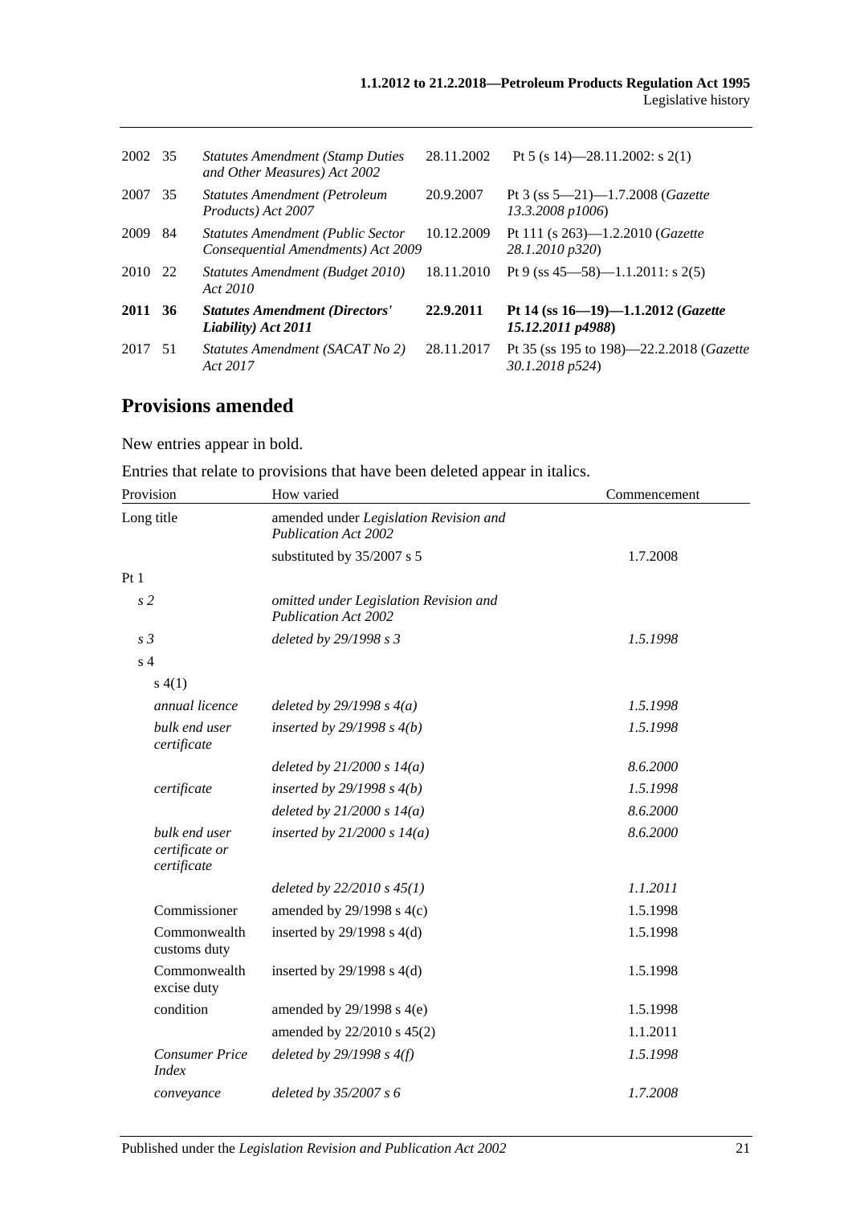| | | | | |
|---|---|---|---|---|
| 2002 | 35 | *Statutes Amendment (Stamp Duties and Other Measures) Act 2002* | 28.11.2002 | Pt 5 (s 14)—28.11.2002: s 2(1) |
| 2007 | 35 | *Statutes Amendment (Petroleum Products) Act 2007* | 20.9.2007 | Pt 3 (ss 5—21)—1.7.2008 (*Gazette 13.3.2008 p1006*) |
| 2009 | 84 | *Statutes Amendment (Public Sector Consequential Amendments) Act 2009* | 10.12.2009 | Pt 111 (s 263)—1.2.2010 (*Gazette 28.1.2010 p320*) |
| 2010 | 22 | *Statutes Amendment (Budget 2010) Act 2010* | 18.11.2010 | Pt 9 (ss 45—58)—1.1.2011: s 2(5) |
| **2011** | **36** | ***Statutes Amendment (Directors' Liability) Act 2011*** | **22.9.2011** | **Pt 14 (ss 16—19)—1.1.2012 (*Gazette 15.12.2011 p4988*)** |
| 2017 | 51 | *Statutes Amendment (SACAT No 2) Act 2017* | 28.11.2017 | Pt 35 (ss 195 to 198)—22.2.2018 (*Gazette 30.1.2018 p524*) |

## Provisions amended

New entries appear in bold.

Entries that relate to provisions that have been deleted appear in italics.

| Provision | How varied | Commencement |
|---|---|---|
| Long title | amended under *Legislation Revision and Publication Act 2002* | |
| | substituted by 35/2007 s 5 | 1.7.2008 |
| Pt 1 | | |
| *s 2* | *omitted under Legislation Revision and Publication Act 2002* | |
| *s 3* | *deleted by 29/1998 s 3* | *1.5.1998* |
| s 4 | | |
| s 4(1) | | |
| *annual licence* | *deleted by 29/1998 s 4(a)* | *1.5.1998* |
| *bulk end user certificate* | *inserted by 29/1998 s 4(b)* | *1.5.1998* |
| | *deleted by 21/2000 s 14(a)* | *8.6.2000* |
| *certificate* | *inserted by 29/1998 s 4(b)* | *1.5.1998* |
| | *deleted by 21/2000 s 14(a)* | *8.6.2000* |
| *bulk end user certificate or certificate* | *inserted by 21/2000 s 14(a)* | *8.6.2000* |
| | *deleted by 22/2010 s 45(1)* | *1.1.2011* |
| Commissioner | amended by 29/1998 s 4(c) | 1.5.1998 |
| Commonwealth customs duty | inserted by 29/1998 s 4(d) | 1.5.1998 |
| Commonwealth excise duty | inserted by 29/1998 s 4(d) | 1.5.1998 |
| condition | amended by 29/1998 s 4(e) | 1.5.1998 |
| | amended by 22/2010 s 45(2) | 1.1.2011 |
| *Consumer Price Index* | *deleted by 29/1998 s 4(f)* | *1.5.1998* |
| *conveyance* | *deleted by 35/2007 s 6* | *1.7.2008* |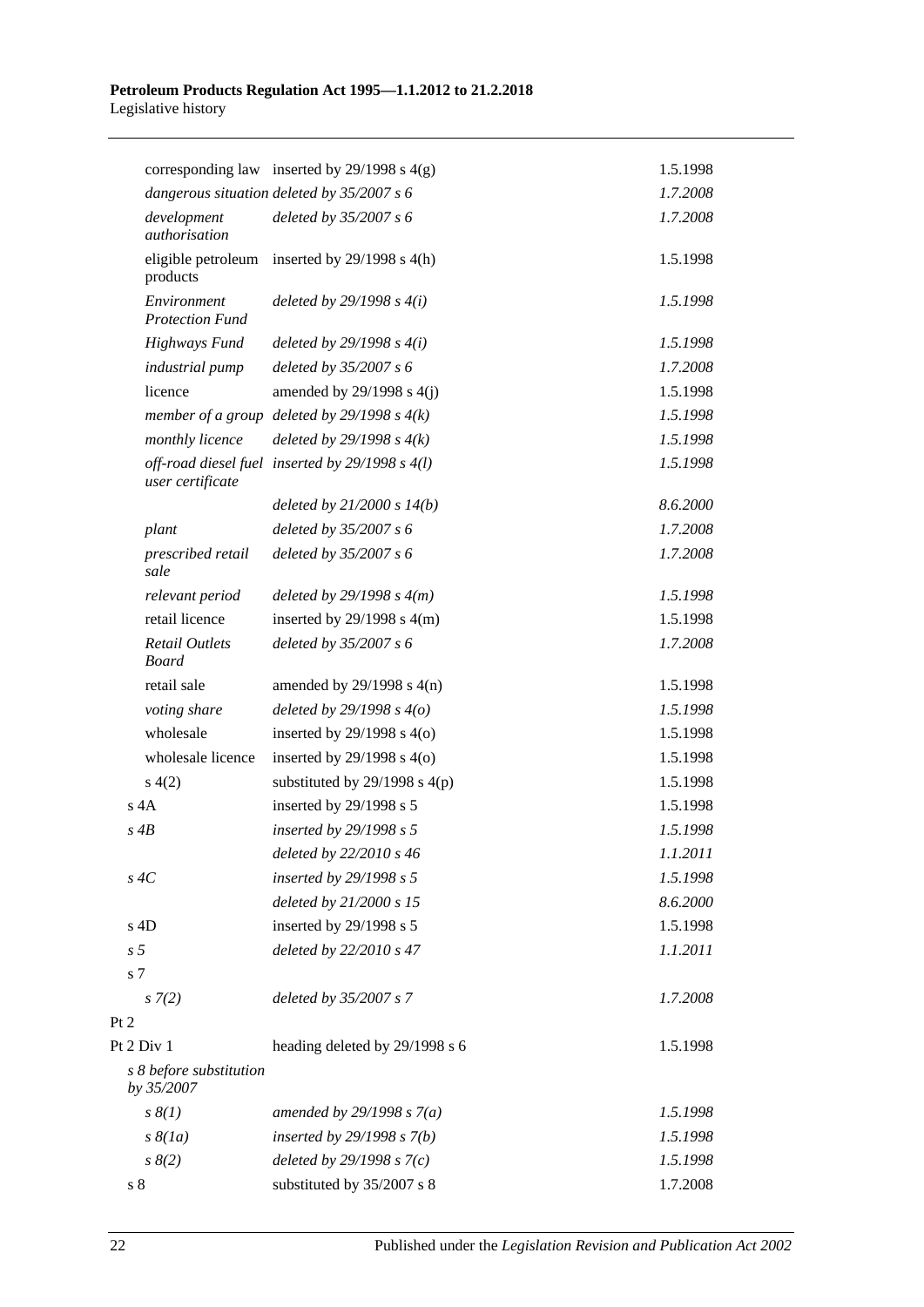| | | |
|---|---|---|
| corresponding law | inserted by 29/1998 s 4(g) | 1.5.1998 |
| *dangerous situation* | *deleted by 35/2007 s 6* | *1.7.2008* |
| *development authorisation* | *deleted by 35/2007 s 6* | *1.7.2008* |
| eligible petroleum products | inserted by 29/1998 s 4(h) | 1.5.1998 |
| *Environment Protection Fund* | *deleted by 29/1998 s 4(i)* | *1.5.1998* |
| *Highways Fund* | *deleted by 29/1998 s 4(i)* | *1.5.1998* |
| *industrial pump* | *deleted by 35/2007 s 6* | *1.7.2008* |
| licence | amended by 29/1998 s 4(j) | 1.5.1998 |
| *member of a group* | *deleted by 29/1998 s 4(k)* | *1.5.1998* |
| *monthly licence* | *deleted by 29/1998 s 4(k)* | *1.5.1998* |
| *off-road diesel fuel user certificate* | *inserted by 29/1998 s 4(l)* | *1.5.1998* |
| | *deleted by 21/2000 s 14(b)* | *8.6.2000* |
| *plant* | *deleted by 35/2007 s 6* | *1.7.2008* |
| *prescribed retail sale* | *deleted by 35/2007 s 6* | *1.7.2008* |
| *relevant period* | *deleted by 29/1998 s 4(m)* | *1.5.1998* |
| retail licence | inserted by 29/1998 s 4(m) | 1.5.1998 |
| *Retail Outlets Board* | *deleted by 35/2007 s 6* | *1.7.2008* |
| retail sale | amended by 29/1998 s 4(n) | 1.5.1998 |
| *voting share* | *deleted by 29/1998 s 4(o)* | *1.5.1998* |
| wholesale | inserted by 29/1998 s 4(o) | 1.5.1998 |
| wholesale licence | inserted by 29/1998 s 4(o) | 1.5.1998 |
| s 4(2) | substituted by 29/1998 s 4(p) | 1.5.1998 |
| s 4A | inserted by 29/1998 s 5 | 1.5.1998 |
| *s 4B* | *inserted by 29/1998 s 5* | *1.5.1998* |
| | *deleted by 22/2010 s 46* | *1.1.2011* |
| *s 4C* | *inserted by 29/1998 s 5* | *1.5.1998* |
| | *deleted by 21/2000 s 15* | *8.6.2000* |
| s 4D | inserted by 29/1998 s 5 | 1.5.1998 |
| *s 5* | *deleted by 22/2010 s 47* | *1.1.2011* |
| s 7 | | |
| *s 7(2)* | *deleted by 35/2007 s 7* | *1.7.2008* |
| Pt 2 | | |
| Pt 2 Div 1 | heading deleted by 29/1998 s 6 | 1.5.1998 |
| *s 8 before substitution by 35/2007* | | |
| *s 8(1)* | *amended by 29/1998 s 7(a)* | *1.5.1998* |
| *s 8(1a)* | *inserted by 29/1998 s 7(b)* | *1.5.1998* |
| *s 8(2)* | *deleted by 29/1998 s 7(c)* | *1.5.1998* |
| s 8 | substituted by 35/2007 s 8 | 1.7.2008 |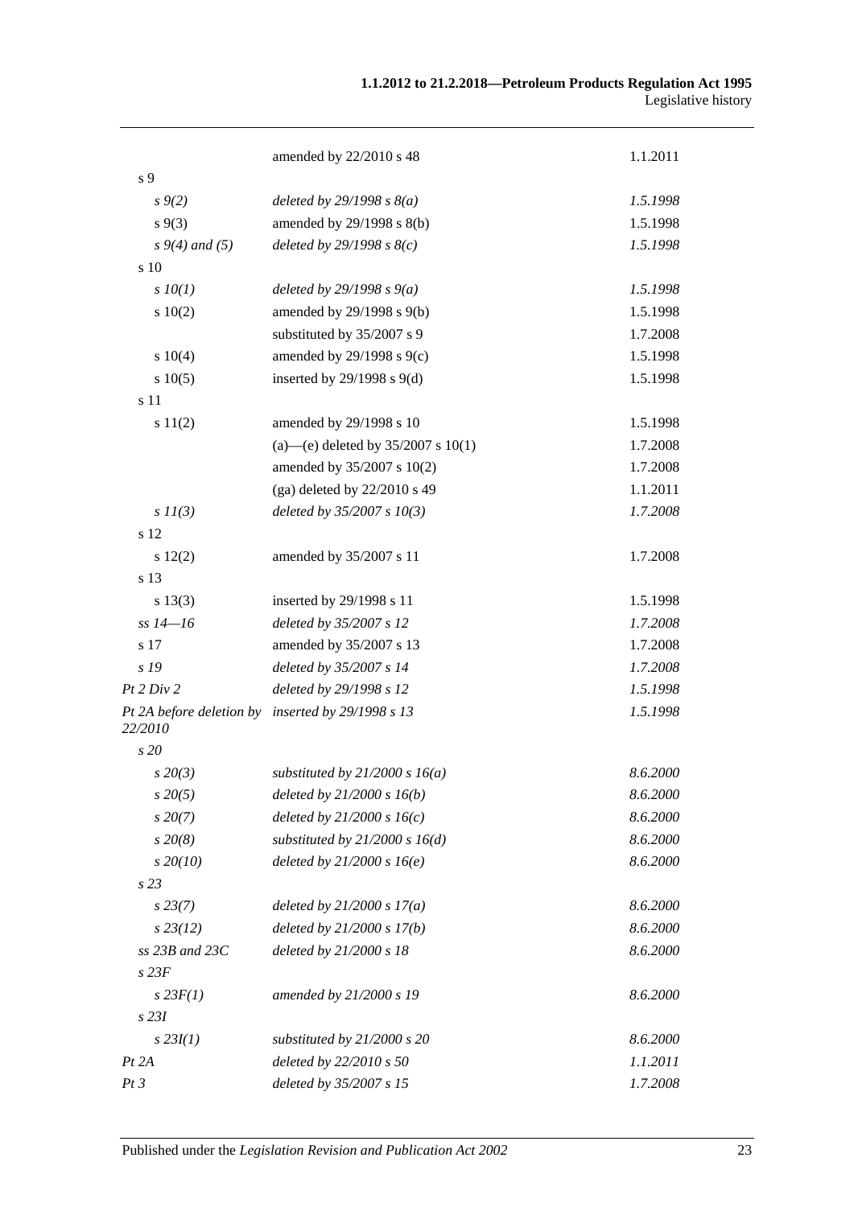| | | |
|---|---|---|
| | amended by 22/2010 s 48 | 1.1.2011 |
| s 9 | | |
| *s 9(2)* | *deleted by 29/1998 s 8(a)* | *1.5.1998* |
| s 9(3) | amended by 29/1998 s 8(b) | 1.5.1998 |
| *s 9(4) and (5)* | *deleted by 29/1998 s 8(c)* | *1.5.1998* |
| s 10 | | |
| *s 10(1)* | *deleted by 29/1998 s 9(a)* | *1.5.1998* |
| s 10(2) | amended by 29/1998 s 9(b) | 1.5.1998 |
| | substituted by 35/2007 s 9 | 1.7.2008 |
| s 10(4) | amended by 29/1998 s 9(c) | 1.5.1998 |
| s 10(5) | inserted by 29/1998 s 9(d) | 1.5.1998 |
| s 11 | | |
| s 11(2) | amended by 29/1998 s 10 | 1.5.1998 |
| | (a)—(e) deleted by 35/2007 s 10(1) | 1.7.2008 |
| | amended by 35/2007 s 10(2) | 1.7.2008 |
| | (ga) deleted by 22/2010 s 49 | 1.1.2011 |
| *s 11(3)* | *deleted by 35/2007 s 10(3)* | *1.7.2008* |
| s 12 | | |
| s 12(2) | amended by 35/2007 s 11 | 1.7.2008 |
| s 13 | | |
| s 13(3) | inserted by 29/1998 s 11 | 1.5.1998 |
| *ss 14—16* | *deleted by 35/2007 s 12* | *1.7.2008* |
| s 17 | amended by 35/2007 s 13 | 1.7.2008 |
| *s 19* | *deleted by 35/2007 s 14* | *1.7.2008* |
| *Pt 2 Div 2* | *deleted by 29/1998 s 12* | *1.5.1998* |
| *Pt 2A before deletion by 22/2010* | *inserted by 29/1998 s 13* | *1.5.1998* |
| *s 20* | | |
| *s 20(3)* | *substituted by 21/2000 s 16(a)* | *8.6.2000* |
| *s 20(5)* | *deleted by 21/2000 s 16(b)* | *8.6.2000* |
| *s 20(7)* | *deleted by 21/2000 s 16(c)* | *8.6.2000* |
| *s 20(8)* | *substituted by 21/2000 s 16(d)* | *8.6.2000* |
| *s 20(10)* | *deleted by 21/2000 s 16(e)* | *8.6.2000* |
| *s 23* | | |
| *s 23(7)* | *deleted by 21/2000 s 17(a)* | *8.6.2000* |
| *s 23(12)* | *deleted by 21/2000 s 17(b)* | *8.6.2000* |
| *ss 23B and 23C* | *deleted by 21/2000 s 18* | *8.6.2000* |
| *s 23F* | | |
| *s 23F(1)* | *amended by 21/2000 s 19* | *8.6.2000* |
| *s 23I* | | |
| *s 23I(1)* | *substituted by 21/2000 s 20* | *8.6.2000* |
| *Pt 2A* | *deleted by 22/2010 s 50* | *1.1.2011* |
| *Pt 3* | *deleted by 35/2007 s 15* | *1.7.2008* |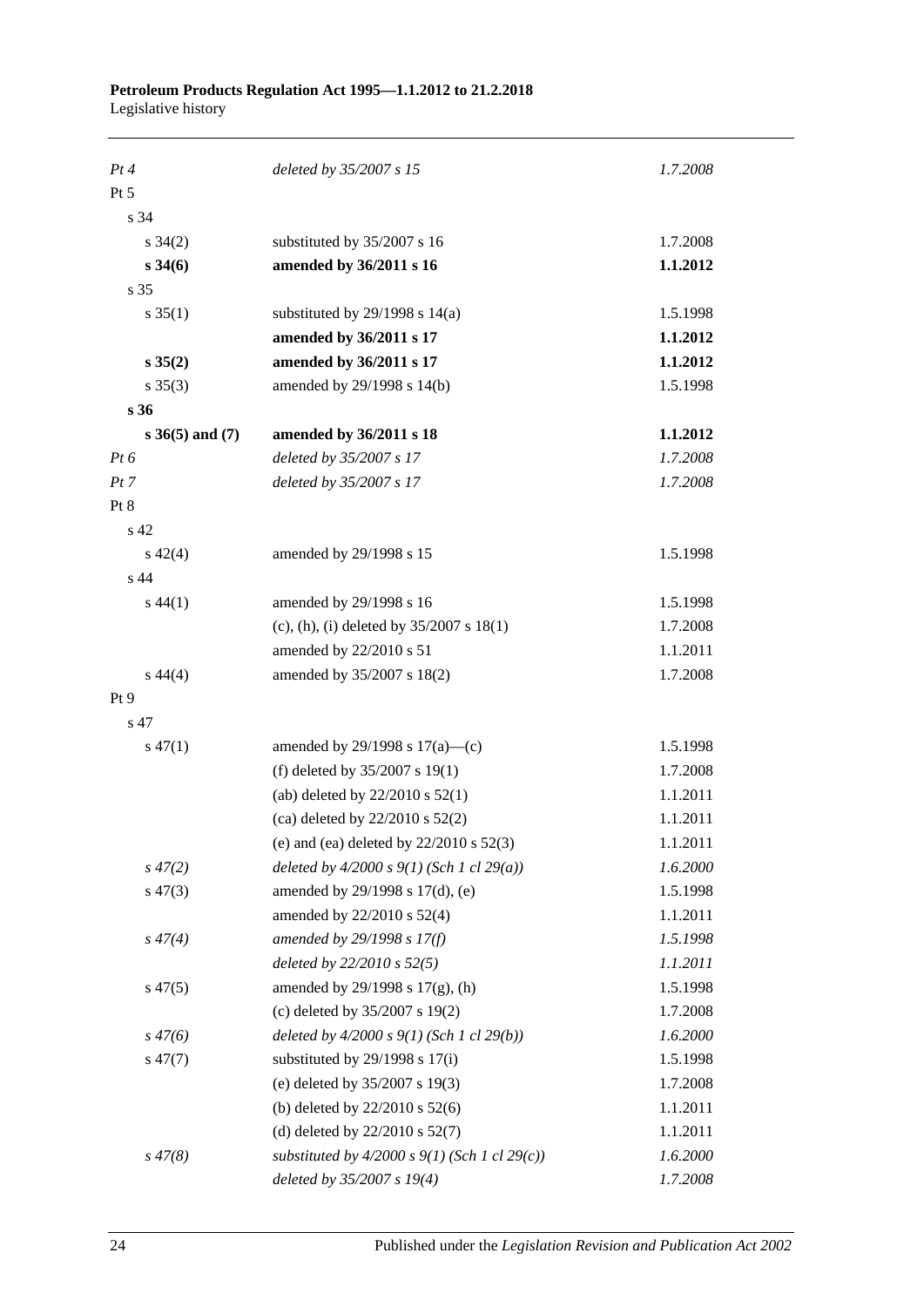| | | |
|---|---|---|
| *Pt 4* | *deleted by 35/2007 s 15* | *1.7.2008* |
| Pt 5 | | |
| s 34 | | |
| s 34(2) | substituted by 35/2007 s 16 | 1.7.2008 |
| **s 34(6)** | **amended by 36/2011 s 16** | **1.1.2012** |
| s 35 | | |
| s 35(1) | substituted by 29/1998 s 14(a) | 1.5.1998 |
| | **amended by 36/2011 s 17** | **1.1.2012** |
| **s 35(2)** | **amended by 36/2011 s 17** | **1.1.2012** |
| s 35(3) | amended by 29/1998 s 14(b) | 1.5.1998 |
| **s 36** | | |
| **s 36(5) and (7)** | **amended by 36/2011 s 18** | **1.1.2012** |
| *Pt 6* | *deleted by 35/2007 s 17* | *1.7.2008* |
| *Pt 7* | *deleted by 35/2007 s 17* | *1.7.2008* |
| Pt 8 | | |
| s 42 | | |
| s 42(4) | amended by 29/1998 s 15 | 1.5.1998 |
| s 44 | | |
| s 44(1) | amended by 29/1998 s 16 | 1.5.1998 |
| | (c), (h), (i) deleted by 35/2007 s 18(1) | 1.7.2008 |
| | amended by 22/2010 s 51 | 1.1.2011 |
| s 44(4) | amended by 35/2007 s 18(2) | 1.7.2008 |
| Pt 9 | | |
| s 47 | | |
| s 47(1) | amended by 29/1998 s 17(a)—(c) | 1.5.1998 |
| | (f) deleted by 35/2007 s 19(1) | 1.7.2008 |
| | (ab) deleted by 22/2010 s 52(1) | 1.1.2011 |
| | (ca) deleted by 22/2010 s 52(2) | 1.1.2011 |
| | (e) and (ea) deleted by 22/2010 s 52(3) | 1.1.2011 |
| *s 47(2)* | *deleted by 4/2000 s 9(1) (Sch 1 cl 29(a))* | *1.6.2000* |
| s 47(3) | amended by 29/1998 s 17(d), (e) | 1.5.1998 |
| | amended by 22/2010 s 52(4) | 1.1.2011 |
| *s 47(4)* | *amended by 29/1998 s 17(f)* | *1.5.1998* |
| | *deleted by 22/2010 s 52(5)* | *1.1.2011* |
| s 47(5) | amended by 29/1998 s 17(g), (h) | 1.5.1998 |
| | (c) deleted by 35/2007 s 19(2) | 1.7.2008 |
| *s 47(6)* | *deleted by 4/2000 s 9(1) (Sch 1 cl 29(b))* | *1.6.2000* |
| s 47(7) | substituted by 29/1998 s 17(i) | 1.5.1998 |
| | (e) deleted by 35/2007 s 19(3) | 1.7.2008 |
| | (b) deleted by 22/2010 s 52(6) | 1.1.2011 |
| | (d) deleted by 22/2010 s 52(7) | 1.1.2011 |
| *s 47(8)* | *substituted by 4/2000 s 9(1) (Sch 1 cl 29(c))* | *1.6.2000* |
| | *deleted by 35/2007 s 19(4)* | *1.7.2008* |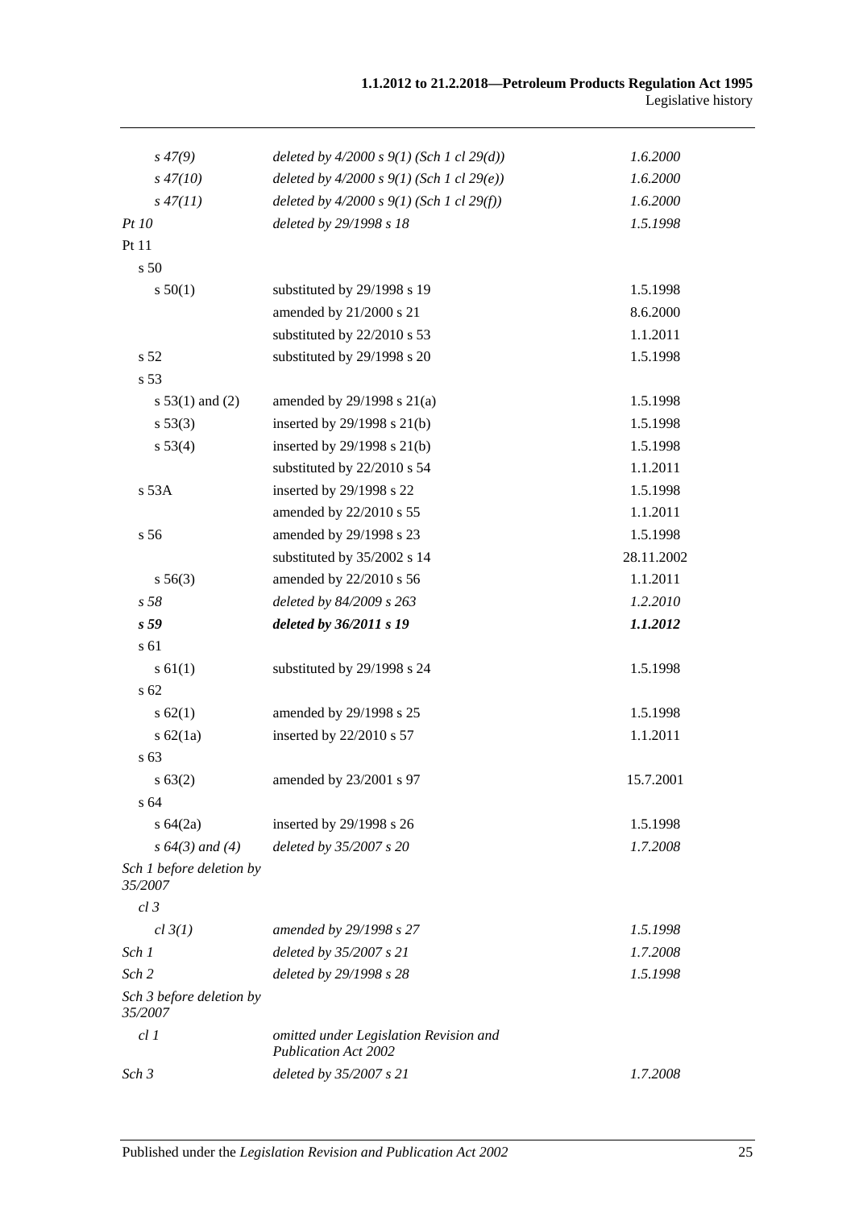| | | |
|---|---|---|
| *s 47(9)* | *deleted by 4/2000 s 9(1) (Sch 1 cl 29(d))* | *1.6.2000* |
| *s 47(10)* | *deleted by 4/2000 s 9(1) (Sch 1 cl 29(e))* | *1.6.2000* |
| *s 47(11)* | *deleted by 4/2000 s 9(1) (Sch 1 cl 29(f))* | *1.6.2000* |
| *Pt 10* | *deleted by 29/1998 s 18* | *1.5.1998* |
| Pt 11 | | |
| s 50 | | |
| s 50(1) | substituted by 29/1998 s 19 | 1.5.1998 |
| | amended by 21/2000 s 21 | 8.6.2000 |
| | substituted by 22/2010 s 53 | 1.1.2011 |
| s 52 | substituted by 29/1998 s 20 | 1.5.1998 |
| s 53 | | |
| s 53(1) and (2) | amended by 29/1998 s 21(a) | 1.5.1998 |
| s 53(3) | inserted by 29/1998 s 21(b) | 1.5.1998 |
| s 53(4) | inserted by 29/1998 s 21(b) | 1.5.1998 |
| | substituted by 22/2010 s 54 | 1.1.2011 |
| s 53A | inserted by 29/1998 s 22 | 1.5.1998 |
| | amended by 22/2010 s 55 | 1.1.2011 |
| s 56 | amended by 29/1998 s 23 | 1.5.1998 |
| | substituted by 35/2002 s 14 | 28.11.2002 |
| s 56(3) | amended by 22/2010 s 56 | 1.1.2011 |
| *s 58* | *deleted by 84/2009 s 263* | *1.2.2010* |
| ***s 59*** | ***deleted by 36/2011 s 19*** | ***1.1.2012*** |
| s 61 | | |
| s 61(1) | substituted by 29/1998 s 24 | 1.5.1998 |
| s 62 | | |
| s 62(1) | amended by 29/1998 s 25 | 1.5.1998 |
| s 62(1a) | inserted by 22/2010 s 57 | 1.1.2011 |
| s 63 | | |
| s 63(2) | amended by 23/2001 s 97 | 15.7.2001 |
| s 64 | | |
| s 64(2a) | inserted by 29/1998 s 26 | 1.5.1998 |
| *s 64(3) and (4)* | *deleted by 35/2007 s 20* | *1.7.2008* |
| *Sch 1 before deletion by 35/2007* | | |
| *cl 3* | | |
| *cl 3(1)* | *amended by 29/1998 s 27* | *1.5.1998* |
| *Sch 1* | *deleted by 35/2007 s 21* | *1.7.2008* |
| *Sch 2* | *deleted by 29/1998 s 28* | *1.5.1998* |
| *Sch 3 before deletion by 35/2007* | | |
| *cl 1* | *omitted under Legislation Revision and Publication Act 2002* | |
| *Sch 3* | *deleted by 35/2007 s 21* | *1.7.2008* |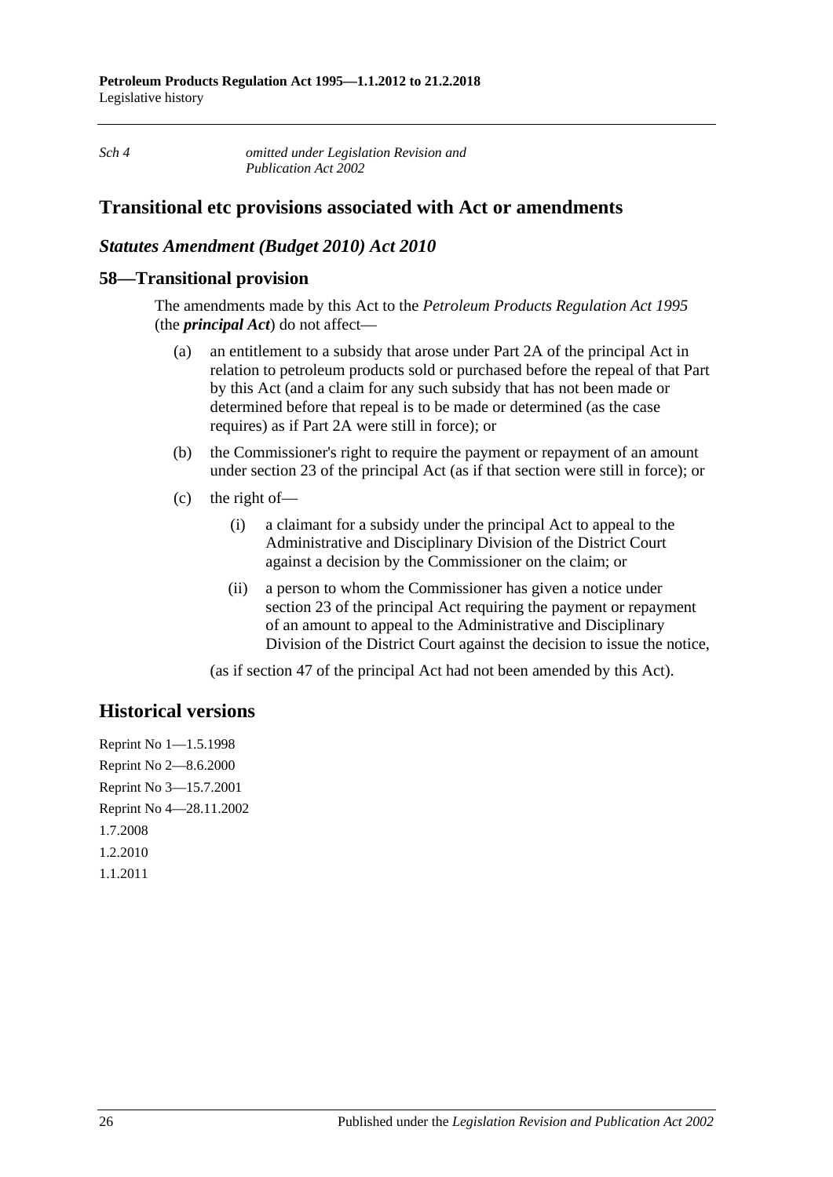*Sch 4* *omitted under Legislation Revision and Publication Act 2002*

## Transitional etc provisions associated with Act or amendments

### *Statutes Amendment (Budget 2010) Act 2010*

### 58—Transitional provision

The amendments made by this Act to the *Petroleum Products Regulation Act 1995* (the ***principal Act***) do not affect—

(a) an entitlement to a subsidy that arose under Part 2A of the principal Act in relation to petroleum products sold or purchased before the repeal of that Part by this Act (and a claim for any such subsidy that has not been made or determined before that repeal is to be made or determined (as the case requires) as if Part 2A were still in force); or

(b) the Commissioner's right to require the payment or repayment of an amount under section 23 of the principal Act (as if that section were still in force); or

(c) the right of—

(i) a claimant for a subsidy under the principal Act to appeal to the Administrative and Disciplinary Division of the District Court against a decision by the Commissioner on the claim; or

(ii) a person to whom the Commissioner has given a notice under section 23 of the principal Act requiring the payment or repayment of an amount to appeal to the Administrative and Disciplinary Division of the District Court against the decision to issue the notice,

(as if section 47 of the principal Act had not been amended by this Act).

## Historical versions

Reprint No 1—1.5.1998
Reprint No 2—8.6.2000
Reprint No 3—15.7.2001
Reprint No 4—28.11.2002
1.7.2008
1.2.2010
1.1.2011